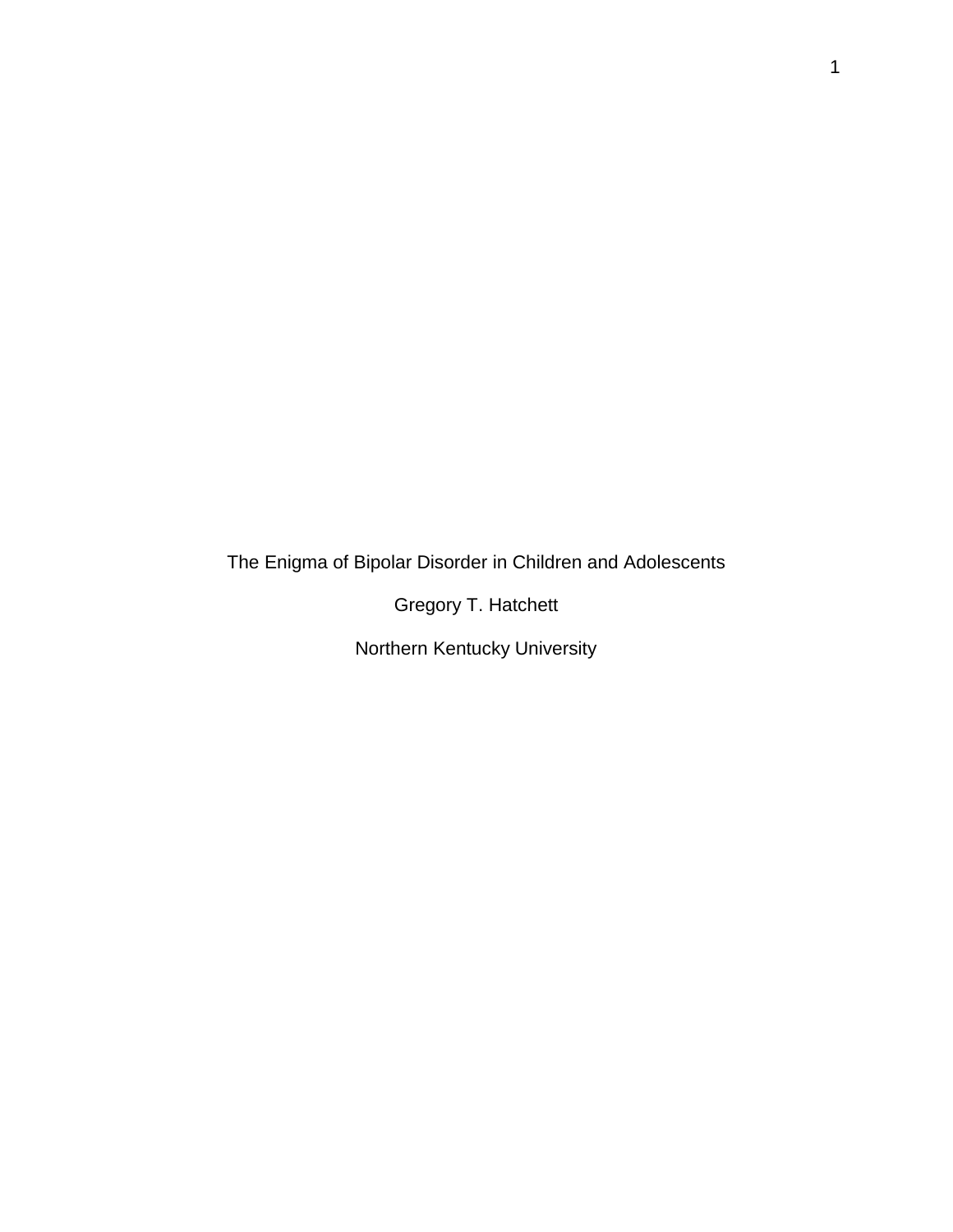# The Enigma of Bipolar Disorder in Children and Adolescents

Gregory T. Hatchett

Northern Kentucky University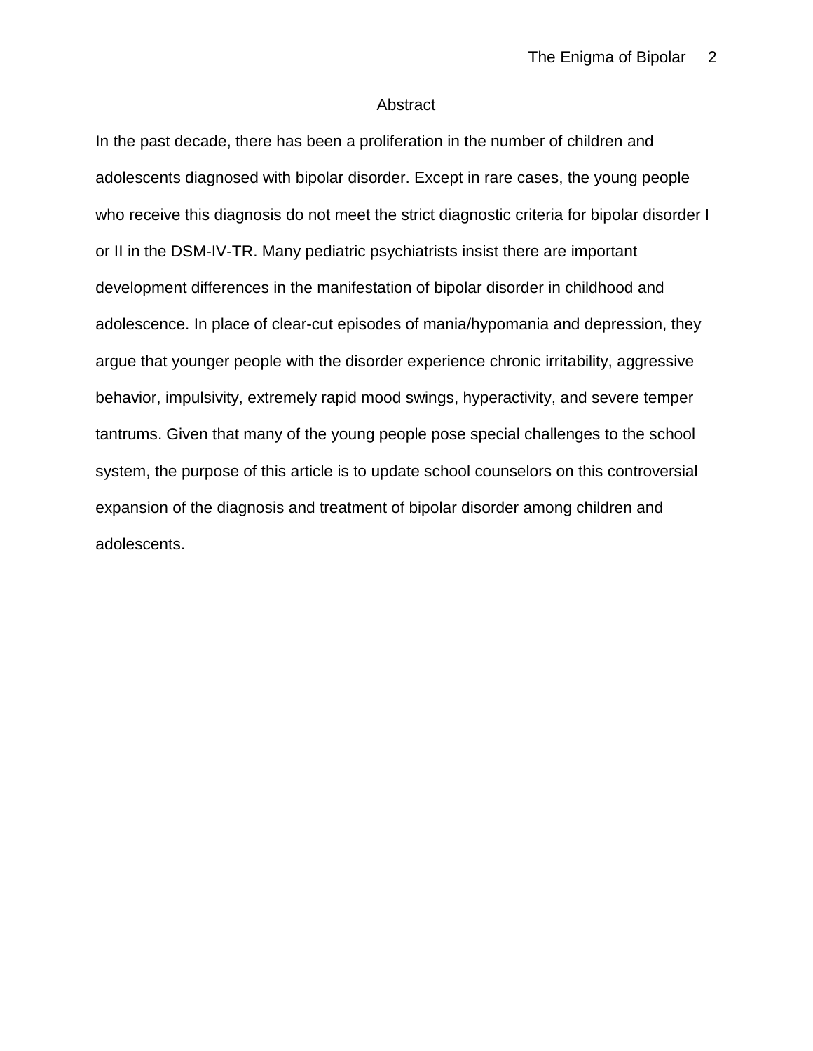# Abstract

In the past decade, there has been a proliferation in the number of children and adolescents diagnosed with bipolar disorder. Except in rare cases, the young people who receive this diagnosis do not meet the strict diagnostic criteria for bipolar disorder I or II in the DSM-IV-TR. Many pediatric psychiatrists insist there are important development differences in the manifestation of bipolar disorder in childhood and adolescence. In place of clear-cut episodes of mania/hypomania and depression, they argue that younger people with the disorder experience chronic irritability, aggressive behavior, impulsivity, extremely rapid mood swings, hyperactivity, and severe temper tantrums. Given that many of the young people pose special challenges to the school system, the purpose of this article is to update school counselors on this controversial expansion of the diagnosis and treatment of bipolar disorder among children and adolescents.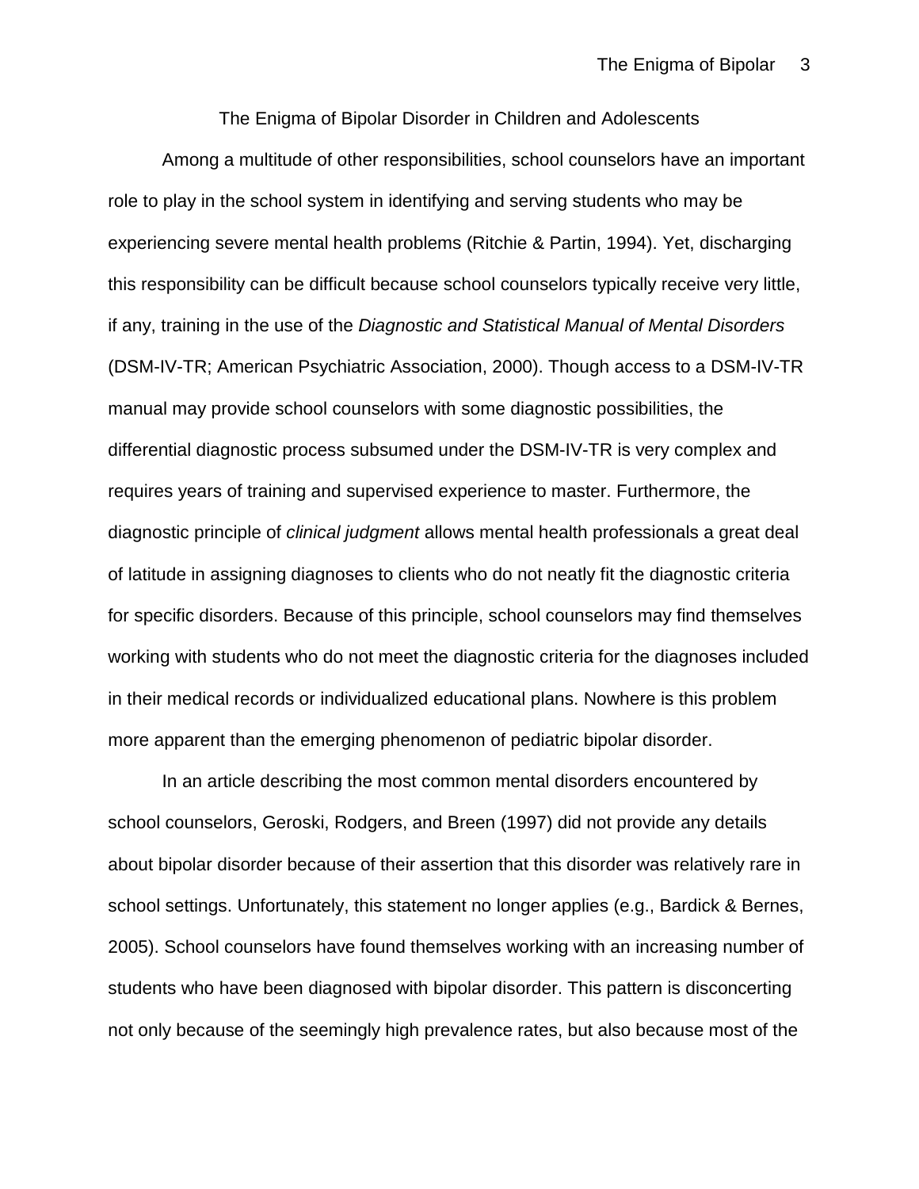# The Enigma of Bipolar Disorder in Children and Adolescents

Among a multitude of other responsibilities, school counselors have an important role to play in the school system in identifying and serving students who may be experiencing severe mental health problems (Ritchie & Partin, 1994). Yet, discharging this responsibility can be difficult because school counselors typically receive very little, if any, training in the use of the *Diagnostic and Statistical Manual of Mental Disorders* (DSM-IV-TR; American Psychiatric Association, 2000). Though access to a DSM-IV-TR manual may provide school counselors with some diagnostic possibilities, the differential diagnostic process subsumed under the DSM-IV-TR is very complex and requires years of training and supervised experience to master. Furthermore, the diagnostic principle of *clinical judgment* allows mental health professionals a great deal of latitude in assigning diagnoses to clients who do not neatly fit the diagnostic criteria for specific disorders. Because of this principle, school counselors may find themselves working with students who do not meet the diagnostic criteria for the diagnoses included in their medical records or individualized educational plans. Nowhere is this problem more apparent than the emerging phenomenon of pediatric bipolar disorder.

In an article describing the most common mental disorders encountered by school counselors, Geroski, Rodgers, and Breen (1997) did not provide any details about bipolar disorder because of their assertion that this disorder was relatively rare in school settings. Unfortunately, this statement no longer applies (e.g., Bardick & Bernes, 2005). School counselors have found themselves working with an increasing number of students who have been diagnosed with bipolar disorder. This pattern is disconcerting not only because of the seemingly high prevalence rates, but also because most of the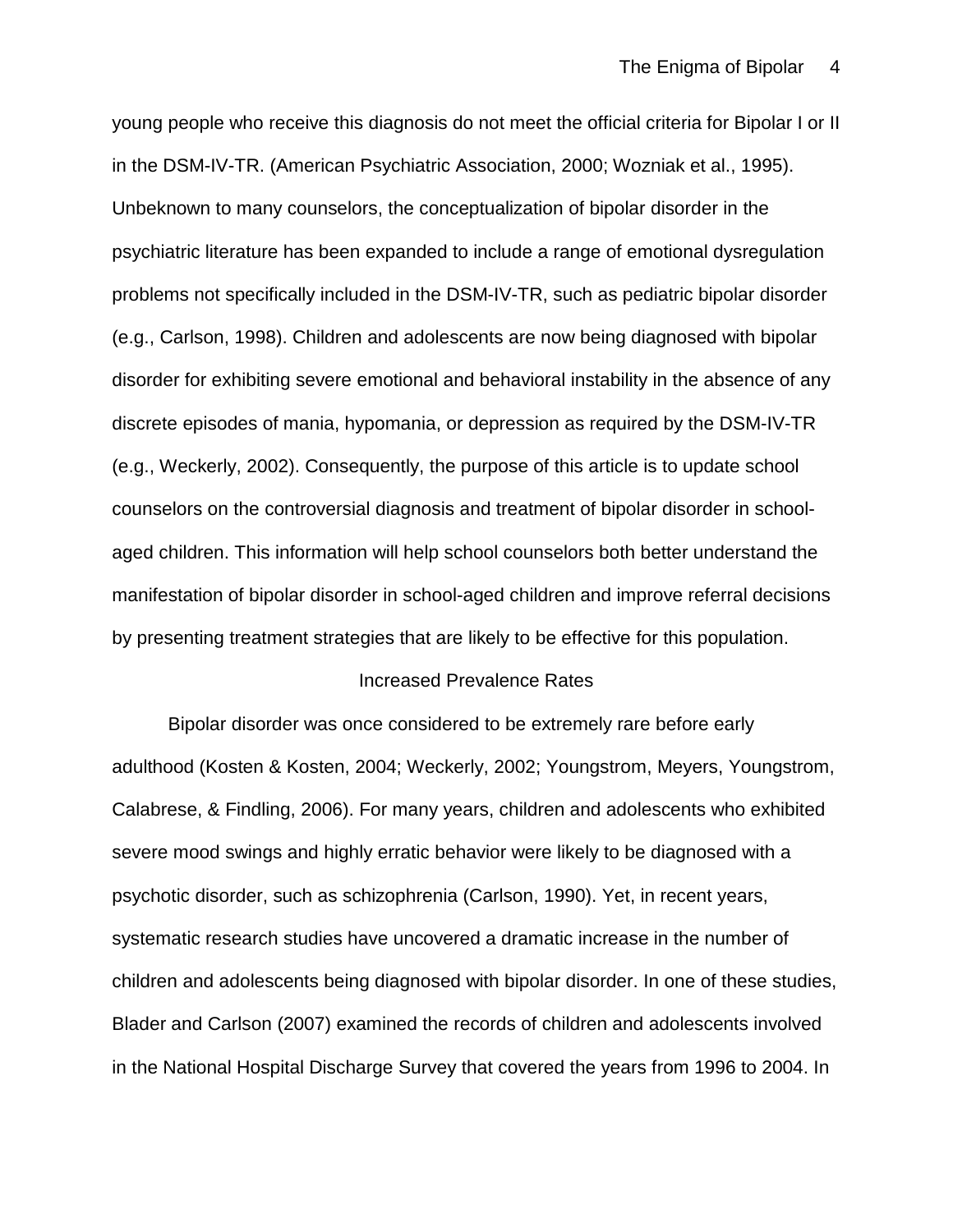young people who receive this diagnosis do not meet the official criteria for Bipolar I or II in the DSM-IV-TR. (American Psychiatric Association, 2000; Wozniak et al., 1995). Unbeknown to many counselors, the conceptualization of bipolar disorder in the psychiatric literature has been expanded to include a range of emotional dysregulation problems not specifically included in the DSM-IV-TR, such as pediatric bipolar disorder (e.g., Carlson, 1998). Children and adolescents are now being diagnosed with bipolar disorder for exhibiting severe emotional and behavioral instability in the absence of any discrete episodes of mania, hypomania, or depression as required by the DSM-IV-TR (e.g., Weckerly, 2002). Consequently, the purpose of this article is to update school counselors on the controversial diagnosis and treatment of bipolar disorder in school-aged children. This information will help school counselors both better understand the manifestation of bipolar disorder in school-aged children and improve referral decisions by presenting treatment strategies that are likely to be effective for this population.

## Increased Prevalence Rates

Bipolar disorder was once considered to be extremely rare before early adulthood (Kosten & Kosten, 2004; Weckerly, 2002; Youngstrom, Meyers, Youngstrom, Calabrese, & Findling, 2006). For many years, children and adolescents who exhibited severe mood swings and highly erratic behavior were likely to be diagnosed with a psychotic disorder, such as schizophrenia (Carlson, 1990). Yet, in recent years, systematic research studies have uncovered a dramatic increase in the number of children and adolescents being diagnosed with bipolar disorder. In one of these studies, Blader and Carlson (2007) examined the records of children and adolescents involved in the National Hospital Discharge Survey that covered the years from 1996 to 2004. In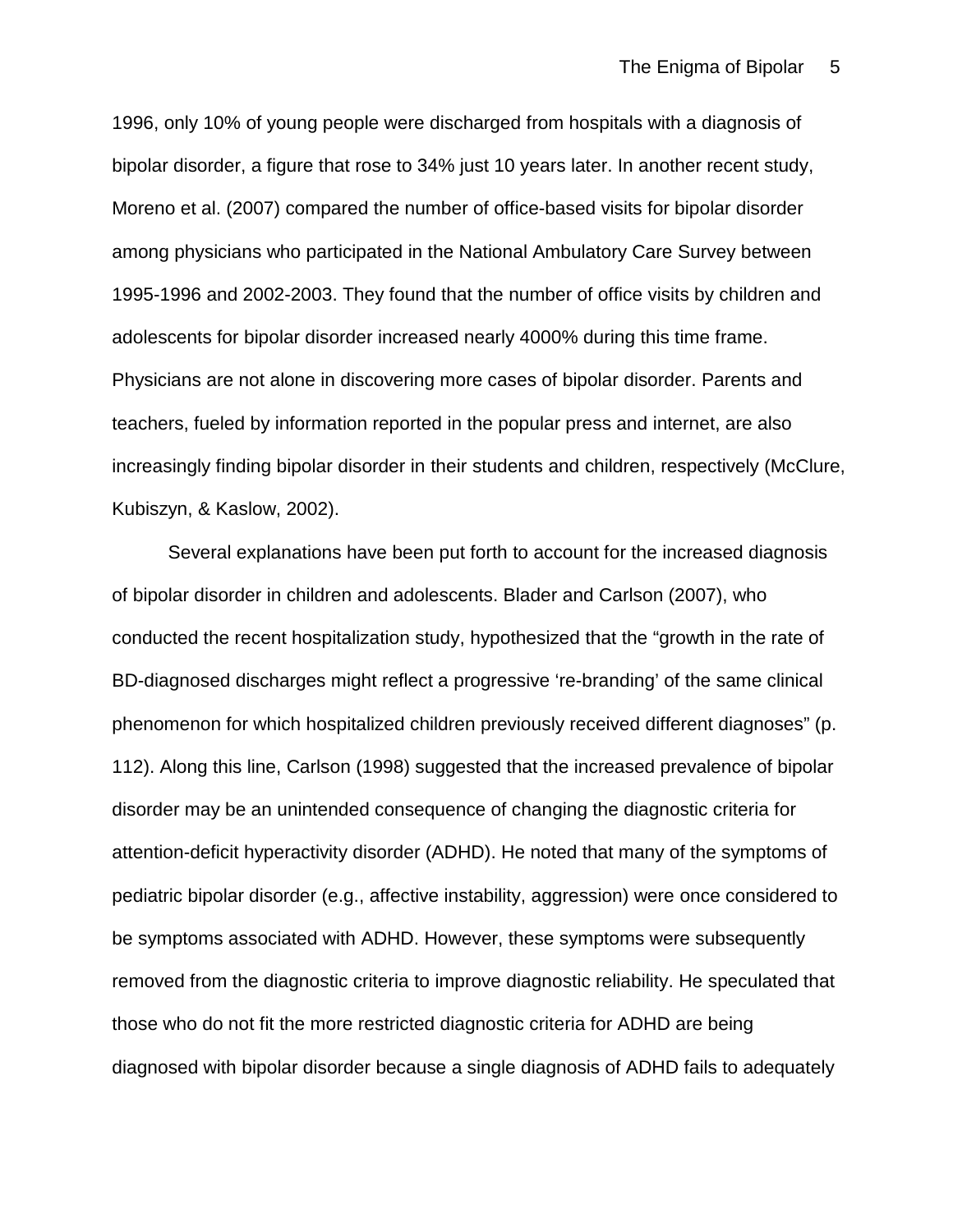1996, only 10% of young people were discharged from hospitals with a diagnosis of bipolar disorder, a figure that rose to 34% just 10 years later. In another recent study, Moreno et al. (2007) compared the number of office-based visits for bipolar disorder among physicians who participated in the National Ambulatory Care Survey between 1995-1996 and 2002-2003. They found that the number of office visits by children and adolescents for bipolar disorder increased nearly 4000% during this time frame. Physicians are not alone in discovering more cases of bipolar disorder. Parents and teachers, fueled by information reported in the popular press and internet, are also increasingly finding bipolar disorder in their students and children, respectively (McClure, Kubiszyn, & Kaslow, 2002).

Several explanations have been put forth to account for the increased diagnosis of bipolar disorder in children and adolescents. Blader and Carlson (2007), who conducted the recent hospitalization study, hypothesized that the "growth in the rate of BD-diagnosed discharges might reflect a progressive 're-branding' of the same clinical phenomenon for which hospitalized children previously received different diagnoses" (p. 112). Along this line, Carlson (1998) suggested that the increased prevalence of bipolar disorder may be an unintended consequence of changing the diagnostic criteria for attention-deficit hyperactivity disorder (ADHD). He noted that many of the symptoms of pediatric bipolar disorder (e.g., affective instability, aggression) were once considered to be symptoms associated with ADHD. However, these symptoms were subsequently removed from the diagnostic criteria to improve diagnostic reliability. He speculated that those who do not fit the more restricted diagnostic criteria for ADHD are being diagnosed with bipolar disorder because a single diagnosis of ADHD fails to adequately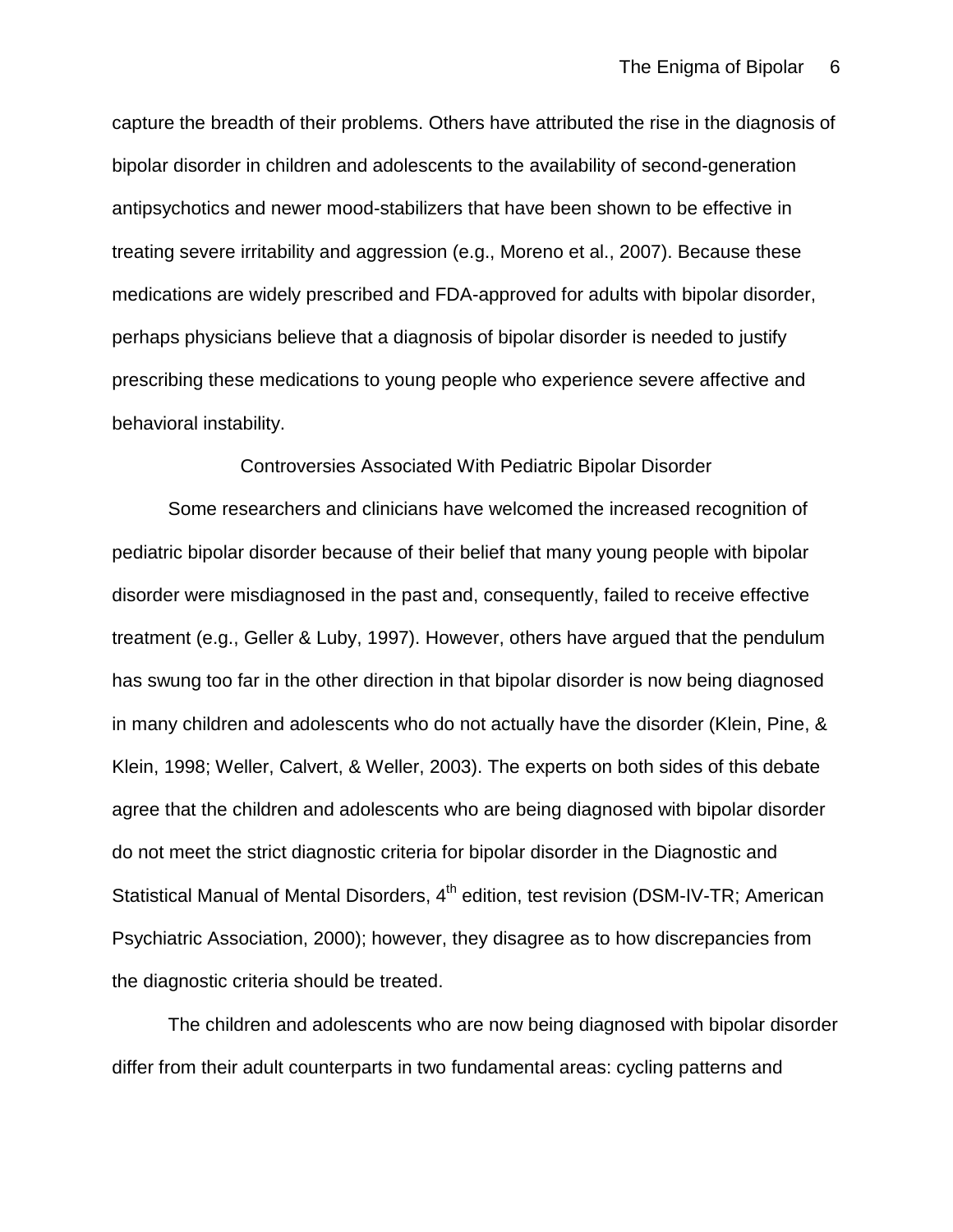capture the breadth of their problems. Others have attributed the rise in the diagnosis of bipolar disorder in children and adolescents to the availability of second-generation antipsychotics and newer mood-stabilizers that have been shown to be effective in treating severe irritability and aggression (e.g., Moreno et al., 2007). Because these medications are widely prescribed and FDA-approved for adults with bipolar disorder, perhaps physicians believe that a diagnosis of bipolar disorder is needed to justify prescribing these medications to young people who experience severe affective and behavioral instability.

## Controversies Associated With Pediatric Bipolar Disorder

Some researchers and clinicians have welcomed the increased recognition of pediatric bipolar disorder because of their belief that many young people with bipolar disorder were misdiagnosed in the past and, consequently, failed to receive effective treatment (e.g., Geller & Luby, 1997). However, others have argued that the pendulum has swung too far in the other direction in that bipolar disorder is now being diagnosed in many children and adolescents who do not actually have the disorder (Klein, Pine, & Klein, 1998; Weller, Calvert, & Weller, 2003). The experts on both sides of this debate agree that the children and adolescents who are being diagnosed with bipolar disorder do not meet the strict diagnostic criteria for bipolar disorder in the Diagnostic and Statistical Manual of Mental Disorders, 4th edition, test revision (DSM-IV-TR; American Psychiatric Association, 2000); however, they disagree as to how discrepancies from the diagnostic criteria should be treated.

The children and adolescents who are now being diagnosed with bipolar disorder differ from their adult counterparts in two fundamental areas: cycling patterns and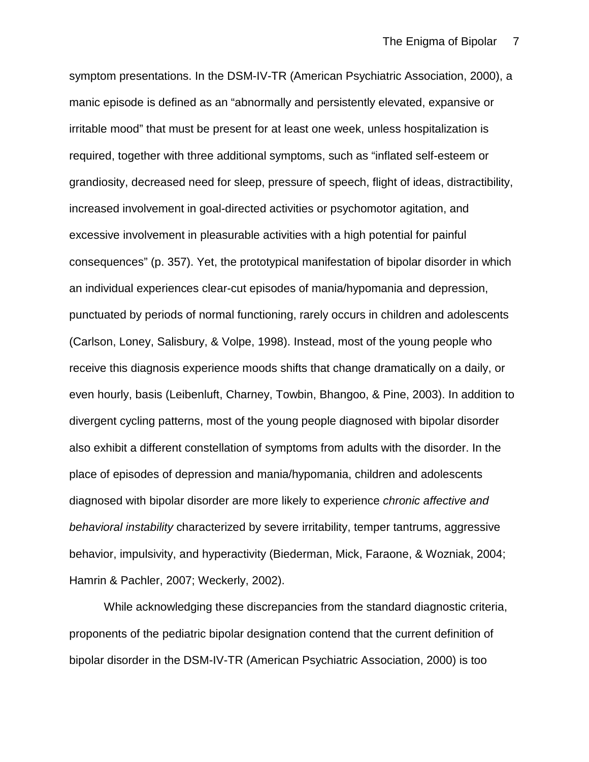symptom presentations. In the DSM-IV-TR (American Psychiatric Association, 2000), a manic episode is defined as an “abnormally and persistently elevated, expansive or irritable mood” that must be present for at least one week, unless hospitalization is required, together with three additional symptoms, such as “inflated self-esteem or grandiosity, decreased need for sleep, pressure of speech, flight of ideas, distractibility, increased involvement in goal-directed activities or psychomotor agitation, and excessive involvement in pleasurable activities with a high potential for painful consequences” (p. 357). Yet, the prototypical manifestation of bipolar disorder in which an individual experiences clear-cut episodes of mania/hypomania and depression, punctuated by periods of normal functioning, rarely occurs in children and adolescents (Carlson, Loney, Salisbury, & Volpe, 1998). Instead, most of the young people who receive this diagnosis experience moods shifts that change dramatically on a daily, or even hourly, basis (Leibenluft, Charney, Towbin, Bhangoo, & Pine, 2003). In addition to divergent cycling patterns, most of the young people diagnosed with bipolar disorder also exhibit a different constellation of symptoms from adults with the disorder. In the place of episodes of depression and mania/hypomania, children and adolescents diagnosed with bipolar disorder are more likely to experience *chronic affective and behavioral instability* characterized by severe irritability, temper tantrums, aggressive behavior, impulsivity, and hyperactivity (Biederman, Mick, Faraone, & Wozniak, 2004; Hamrin & Pachler, 2007; Weckerly, 2002).

While acknowledging these discrepancies from the standard diagnostic criteria, proponents of the pediatric bipolar designation contend that the current definition of bipolar disorder in the DSM-IV-TR (American Psychiatric Association, 2000) is too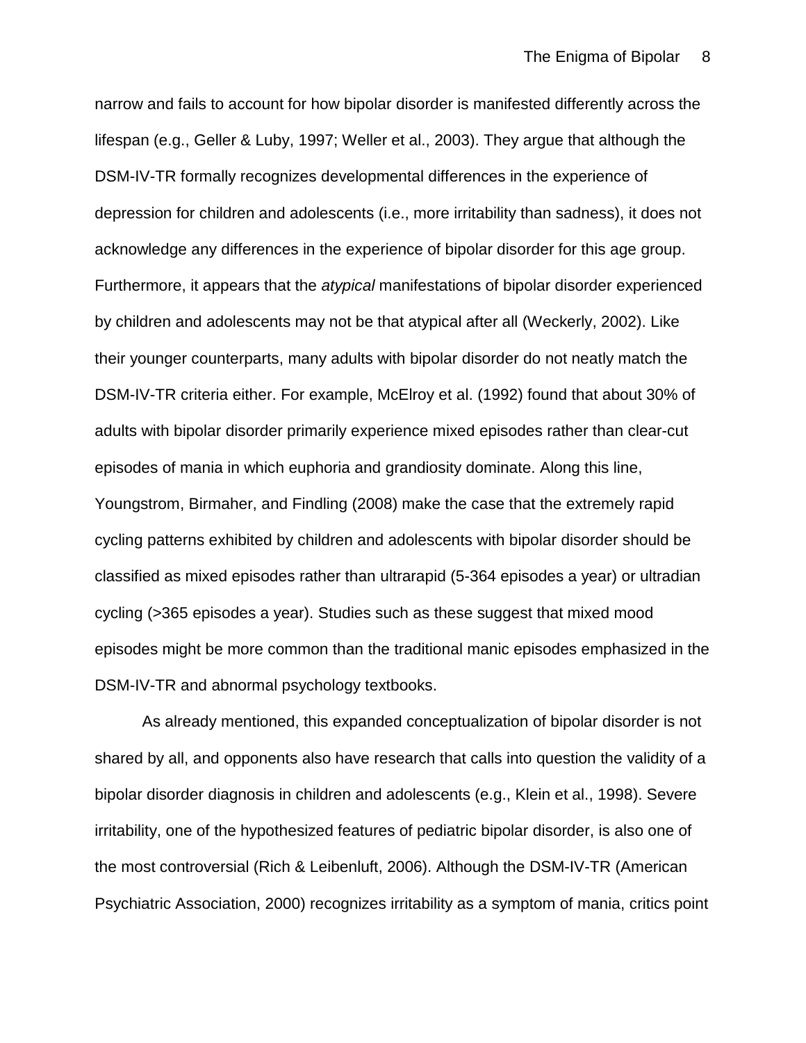narrow and fails to account for how bipolar disorder is manifested differently across the lifespan (e.g., Geller & Luby, 1997; Weller et al., 2003). They argue that although the DSM-IV-TR formally recognizes developmental differences in the experience of depression for children and adolescents (i.e., more irritability than sadness), it does not acknowledge any differences in the experience of bipolar disorder for this age group. Furthermore, it appears that the *atypical* manifestations of bipolar disorder experienced by children and adolescents may not be that atypical after all (Weckerly, 2002). Like their younger counterparts, many adults with bipolar disorder do not neatly match the DSM-IV-TR criteria either. For example, McElroy et al. (1992) found that about 30% of adults with bipolar disorder primarily experience mixed episodes rather than clear-cut episodes of mania in which euphoria and grandiosity dominate. Along this line, Youngstrom, Birmaher, and Findling (2008) make the case that the extremely rapid cycling patterns exhibited by children and adolescents with bipolar disorder should be classified as mixed episodes rather than ultrarapid (5-364 episodes a year) or ultradian cycling (>365 episodes a year). Studies such as these suggest that mixed mood episodes might be more common than the traditional manic episodes emphasized in the DSM-IV-TR and abnormal psychology textbooks.

As already mentioned, this expanded conceptualization of bipolar disorder is not shared by all, and opponents also have research that calls into question the validity of a bipolar disorder diagnosis in children and adolescents (e.g., Klein et al., 1998). Severe irritability, one of the hypothesized features of pediatric bipolar disorder, is also one of the most controversial (Rich & Leibenluft, 2006). Although the DSM-IV-TR (American Psychiatric Association, 2000) recognizes irritability as a symptom of mania, critics point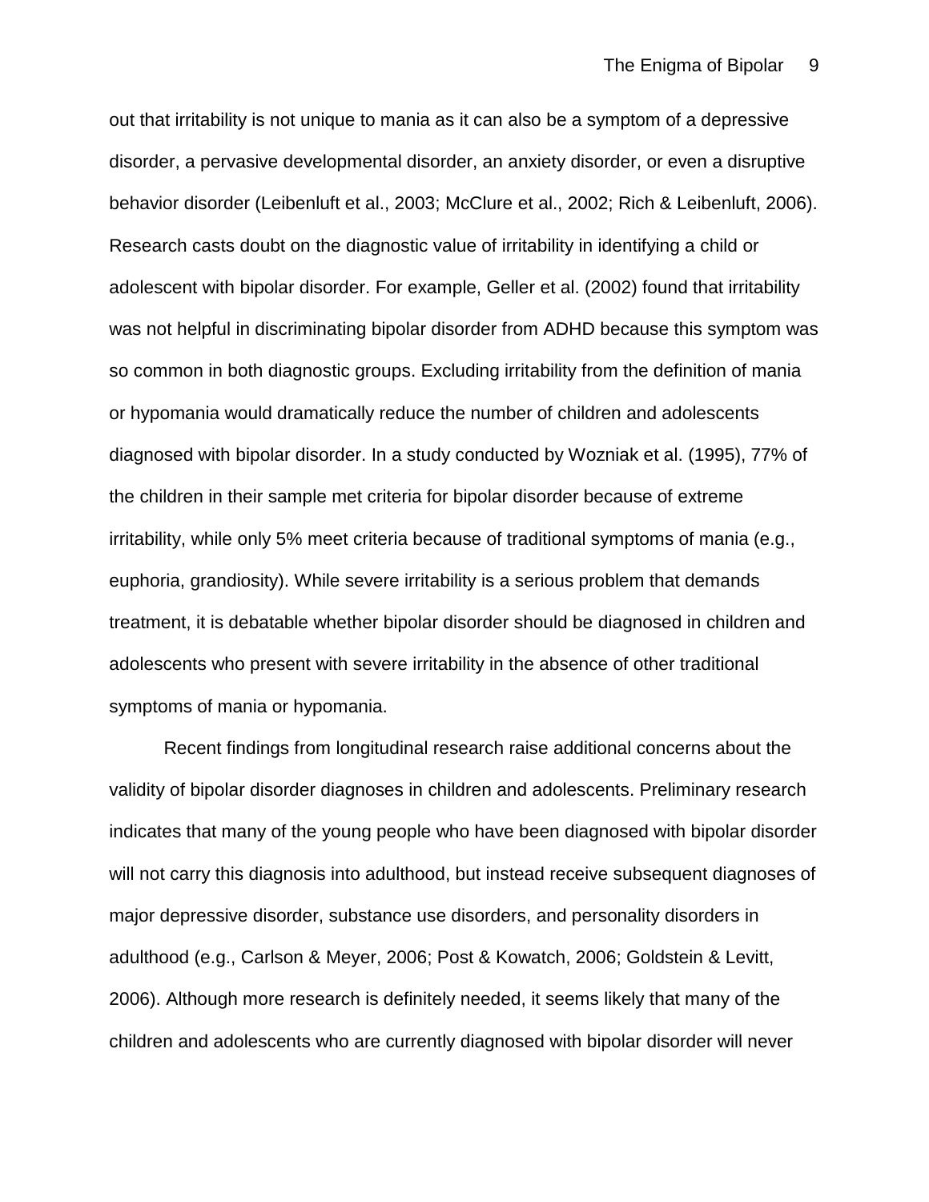out that irritability is not unique to mania as it can also be a symptom of a depressive disorder, a pervasive developmental disorder, an anxiety disorder, or even a disruptive behavior disorder (Leibenluft et al., 2003; McClure et al., 2002; Rich & Leibenluft, 2006). Research casts doubt on the diagnostic value of irritability in identifying a child or adolescent with bipolar disorder. For example, Geller et al. (2002) found that irritability was not helpful in discriminating bipolar disorder from ADHD because this symptom was so common in both diagnostic groups. Excluding irritability from the definition of mania or hypomania would dramatically reduce the number of children and adolescents diagnosed with bipolar disorder. In a study conducted by Wozniak et al. (1995), 77% of the children in their sample met criteria for bipolar disorder because of extreme irritability, while only 5% meet criteria because of traditional symptoms of mania (e.g., euphoria, grandiosity). While severe irritability is a serious problem that demands treatment, it is debatable whether bipolar disorder should be diagnosed in children and adolescents who present with severe irritability in the absence of other traditional symptoms of mania or hypomania.

Recent findings from longitudinal research raise additional concerns about the validity of bipolar disorder diagnoses in children and adolescents. Preliminary research indicates that many of the young people who have been diagnosed with bipolar disorder will not carry this diagnosis into adulthood, but instead receive subsequent diagnoses of major depressive disorder, substance use disorders, and personality disorders in adulthood (e.g., Carlson & Meyer, 2006; Post & Kowatch, 2006; Goldstein & Levitt, 2006). Although more research is definitely needed, it seems likely that many of the children and adolescents who are currently diagnosed with bipolar disorder will never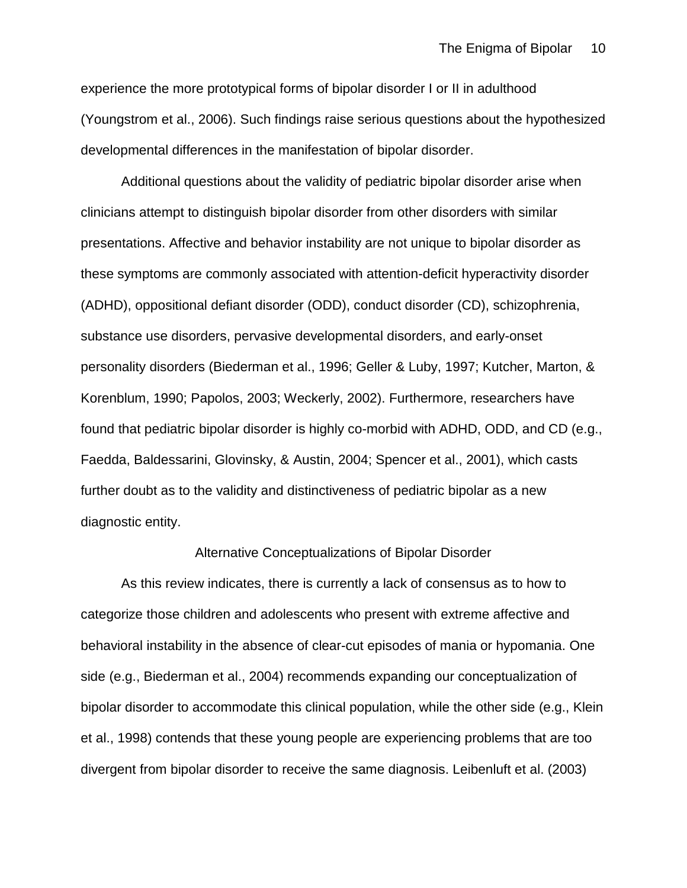experience the more prototypical forms of bipolar disorder I or II in adulthood (Youngstrom et al., 2006). Such findings raise serious questions about the hypothesized developmental differences in the manifestation of bipolar disorder.

Additional questions about the validity of pediatric bipolar disorder arise when clinicians attempt to distinguish bipolar disorder from other disorders with similar presentations. Affective and behavior instability are not unique to bipolar disorder as these symptoms are commonly associated with attention-deficit hyperactivity disorder (ADHD), oppositional defiant disorder (ODD), conduct disorder (CD), schizophrenia, substance use disorders, pervasive developmental disorders, and early-onset personality disorders (Biederman et al., 1996; Geller & Luby, 1997; Kutcher, Marton, & Korenblum, 1990; Papolos, 2003; Weckerly, 2002). Furthermore, researchers have found that pediatric bipolar disorder is highly co-morbid with ADHD, ODD, and CD (e.g., Faedda, Baldessarini, Glovinsky, & Austin, 2004; Spencer et al., 2001), which casts further doubt as to the validity and distinctiveness of pediatric bipolar as a new diagnostic entity.

## Alternative Conceptualizations of Bipolar Disorder

As this review indicates, there is currently a lack of consensus as to how to categorize those children and adolescents who present with extreme affective and behavioral instability in the absence of clear-cut episodes of mania or hypomania. One side (e.g., Biederman et al., 2004) recommends expanding our conceptualization of bipolar disorder to accommodate this clinical population, while the other side (e.g., Klein et al., 1998) contends that these young people are experiencing problems that are too divergent from bipolar disorder to receive the same diagnosis. Leibenluft et al. (2003)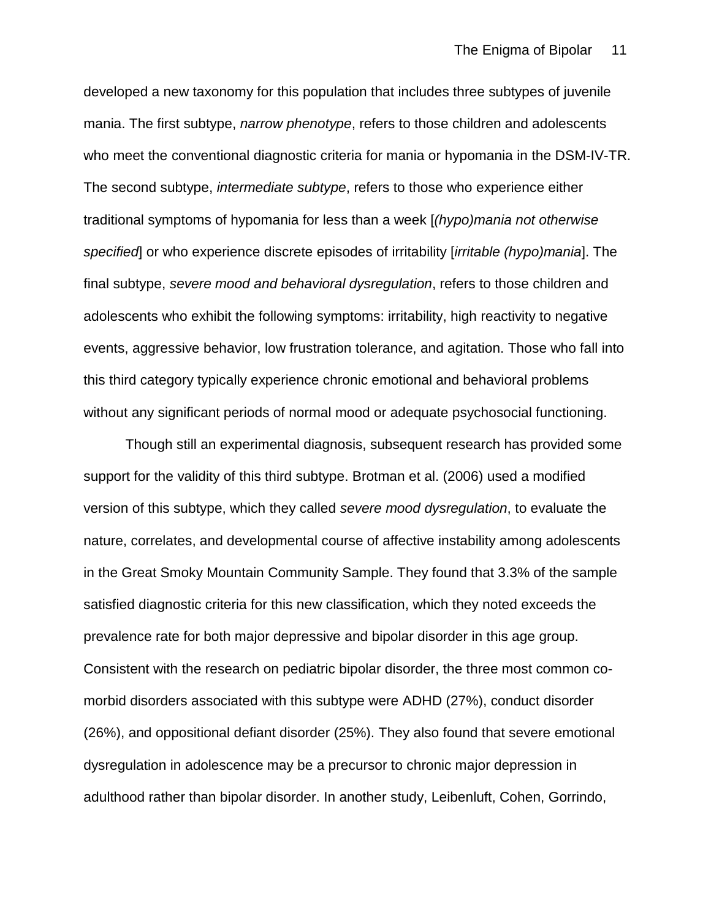developed a new taxonomy for this population that includes three subtypes of juvenile mania. The first subtype, *narrow phenotype*, refers to those children and adolescents who meet the conventional diagnostic criteria for mania or hypomania in the DSM-IV-TR. The second subtype, *intermediate subtype*, refers to those who experience either traditional symptoms of hypomania for less than a week [*(hypo)mania not otherwise specified*] or who experience discrete episodes of irritability [*irritable (hypo)mania*]. The final subtype, *severe mood and behavioral dysregulation*, refers to those children and adolescents who exhibit the following symptoms: irritability, high reactivity to negative events, aggressive behavior, low frustration tolerance, and agitation. Those who fall into this third category typically experience chronic emotional and behavioral problems without any significant periods of normal mood or adequate psychosocial functioning.

Though still an experimental diagnosis, subsequent research has provided some support for the validity of this third subtype. Brotman et al. (2006) used a modified version of this subtype, which they called *severe mood dysregulation*, to evaluate the nature, correlates, and developmental course of affective instability among adolescents in the Great Smoky Mountain Community Sample. They found that 3.3% of the sample satisfied diagnostic criteria for this new classification, which they noted exceeds the prevalence rate for both major depressive and bipolar disorder in this age group. Consistent with the research on pediatric bipolar disorder, the three most common co-morbid disorders associated with this subtype were ADHD (27%), conduct disorder (26%), and oppositional defiant disorder (25%). They also found that severe emotional dysregulation in adolescence may be a precursor to chronic major depression in adulthood rather than bipolar disorder. In another study, Leibenluft, Cohen, Gorrindo,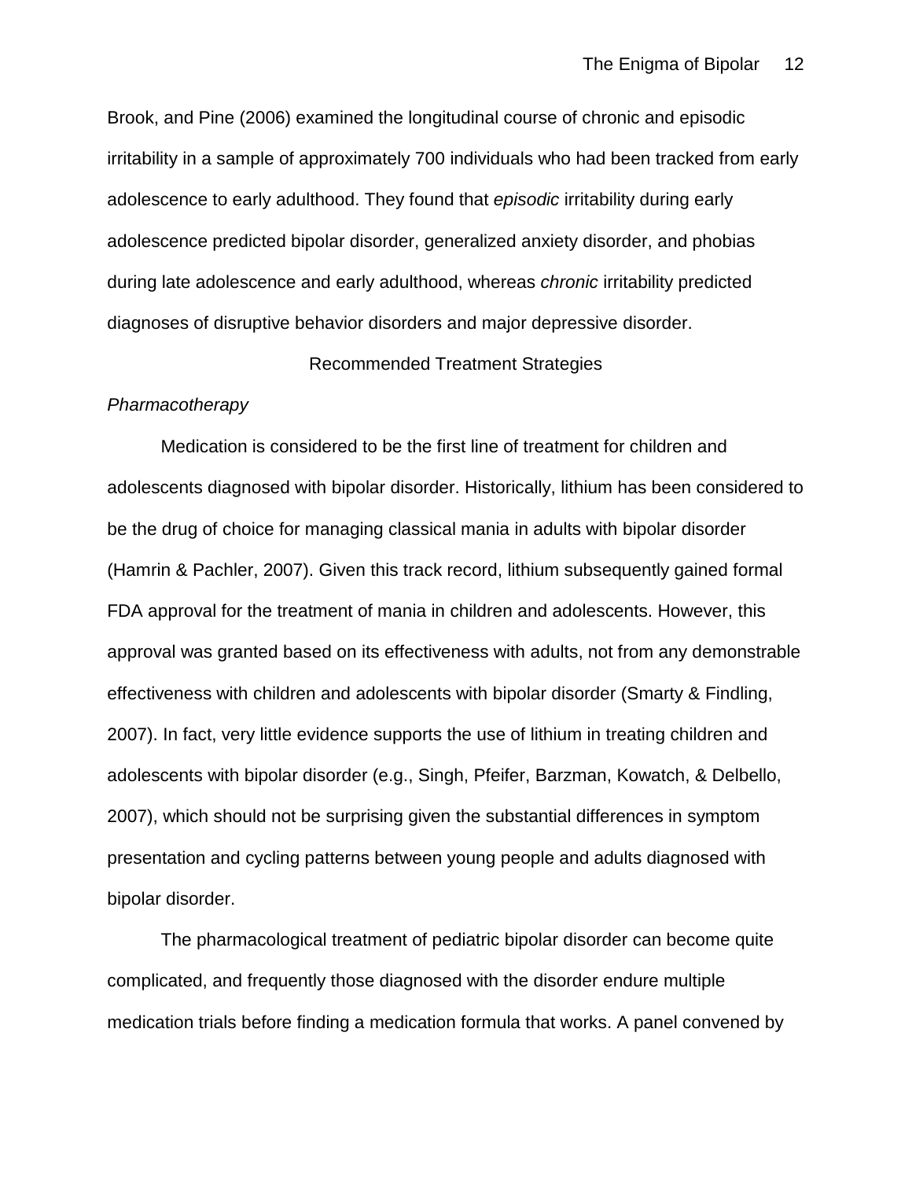Brook, and Pine (2006) examined the longitudinal course of chronic and episodic irritability in a sample of approximately 700 individuals who had been tracked from early adolescence to early adulthood. They found that *episodic* irritability during early adolescence predicted bipolar disorder, generalized anxiety disorder, and phobias during late adolescence and early adulthood, whereas *chronic* irritability predicted diagnoses of disruptive behavior disorders and major depressive disorder.

## Recommended Treatment Strategies

### *Pharmacotherapy*

Medication is considered to be the first line of treatment for children and adolescents diagnosed with bipolar disorder. Historically, lithium has been considered to be the drug of choice for managing classical mania in adults with bipolar disorder (Hamrin & Pachler, 2007). Given this track record, lithium subsequently gained formal FDA approval for the treatment of mania in children and adolescents. However, this approval was granted based on its effectiveness with adults, not from any demonstrable effectiveness with children and adolescents with bipolar disorder (Smarty & Findling, 2007). In fact, very little evidence supports the use of lithium in treating children and adolescents with bipolar disorder (e.g., Singh, Pfeifer, Barzman, Kowatch, & Delbello, 2007), which should not be surprising given the substantial differences in symptom presentation and cycling patterns between young people and adults diagnosed with bipolar disorder.

The pharmacological treatment of pediatric bipolar disorder can become quite complicated, and frequently those diagnosed with the disorder endure multiple medication trials before finding a medication formula that works. A panel convened by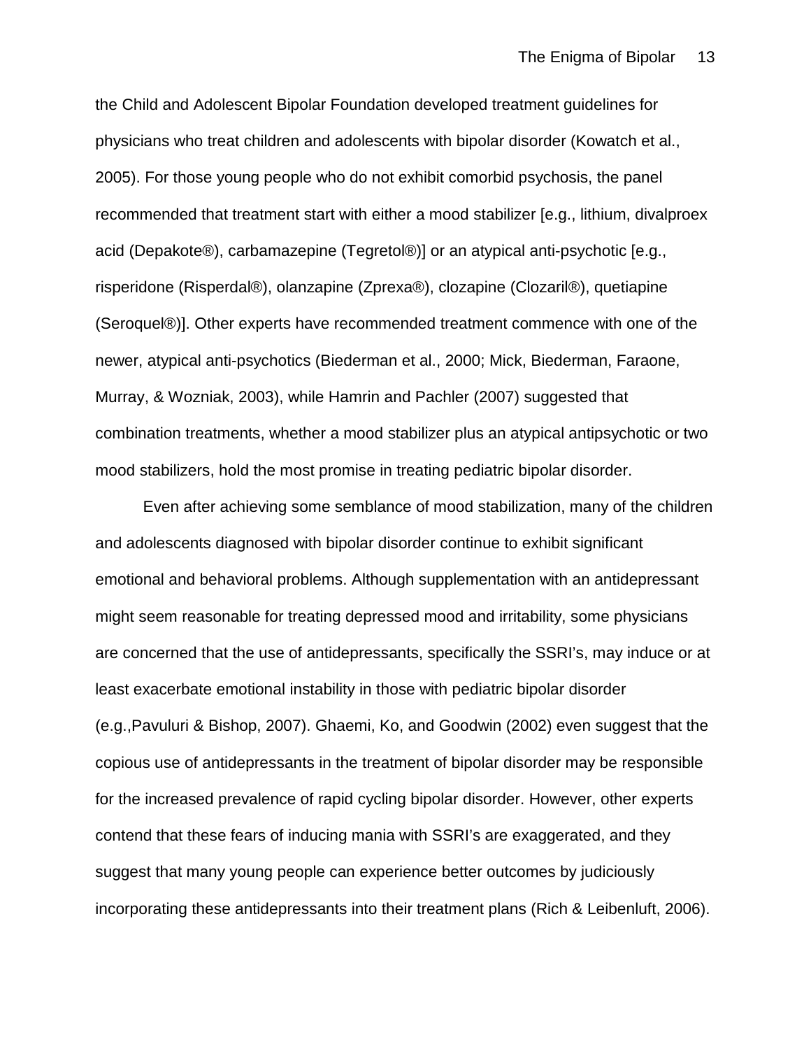the Child and Adolescent Bipolar Foundation developed treatment guidelines for physicians who treat children and adolescents with bipolar disorder (Kowatch et al., 2005). For those young people who do not exhibit comorbid psychosis, the panel recommended that treatment start with either a mood stabilizer [e.g., lithium, divalproex acid (Depakote®), carbamazepine (Tegretol®)] or an atypical anti-psychotic [e.g., risperidone (Risperdal®), olanzapine (Zprexa®), clozapine (Clozaril®), quetiapine (Seroquel®)]. Other experts have recommended treatment commence with one of the newer, atypical anti-psychotics (Biederman et al., 2000; Mick, Biederman, Faraone, Murray, & Wozniak, 2003), while Hamrin and Pachler (2007) suggested that combination treatments, whether a mood stabilizer plus an atypical antipsychotic or two mood stabilizers, hold the most promise in treating pediatric bipolar disorder.

Even after achieving some semblance of mood stabilization, many of the children and adolescents diagnosed with bipolar disorder continue to exhibit significant emotional and behavioral problems. Although supplementation with an antidepressant might seem reasonable for treating depressed mood and irritability, some physicians are concerned that the use of antidepressants, specifically the SSRI's, may induce or at least exacerbate emotional instability in those with pediatric bipolar disorder (e.g.,Pavuluri & Bishop, 2007). Ghaemi, Ko, and Goodwin (2002) even suggest that the copious use of antidepressants in the treatment of bipolar disorder may be responsible for the increased prevalence of rapid cycling bipolar disorder. However, other experts contend that these fears of inducing mania with SSRI's are exaggerated, and they suggest that many young people can experience better outcomes by judiciously incorporating these antidepressants into their treatment plans (Rich & Leibenluft, 2006).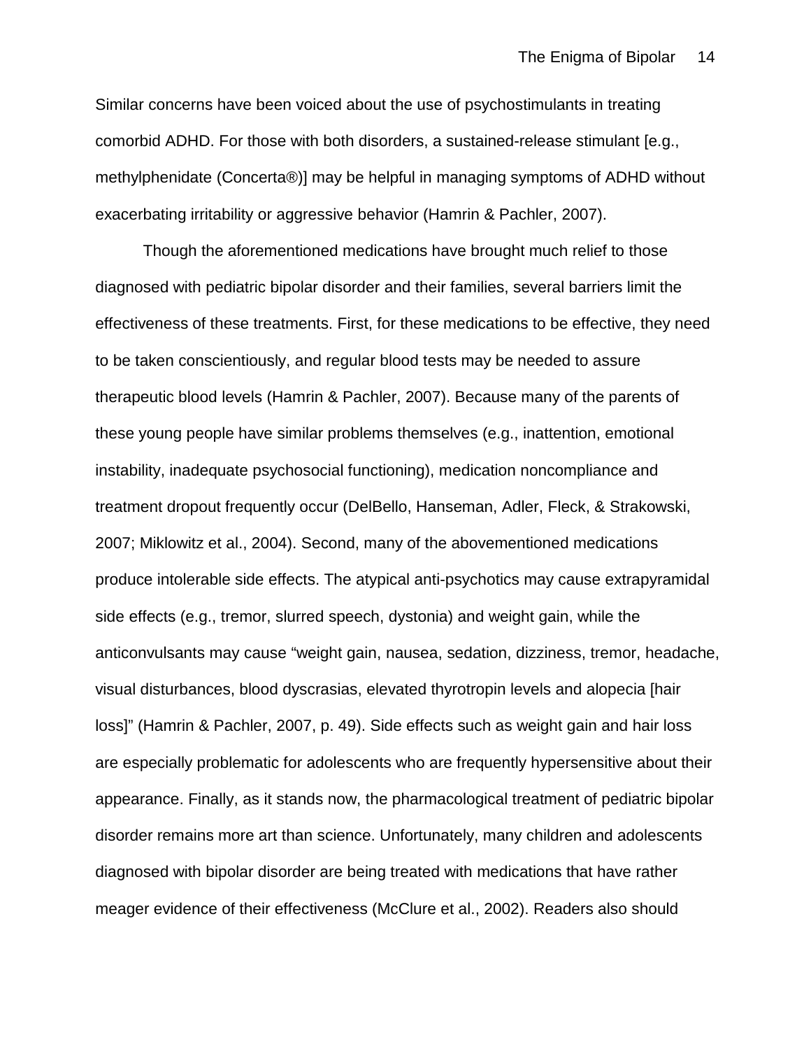Similar concerns have been voiced about the use of psychostimulants in treating comorbid ADHD. For those with both disorders, a sustained-release stimulant [e.g., methylphenidate (Concerta®)] may be helpful in managing symptoms of ADHD without exacerbating irritability or aggressive behavior (Hamrin & Pachler, 2007).

Though the aforementioned medications have brought much relief to those diagnosed with pediatric bipolar disorder and their families, several barriers limit the effectiveness of these treatments. First, for these medications to be effective, they need to be taken conscientiously, and regular blood tests may be needed to assure therapeutic blood levels (Hamrin & Pachler, 2007). Because many of the parents of these young people have similar problems themselves (e.g., inattention, emotional instability, inadequate psychosocial functioning), medication noncompliance and treatment dropout frequently occur (DelBello, Hanseman, Adler, Fleck, & Strakowski, 2007; Miklowitz et al., 2004). Second, many of the abovementioned medications produce intolerable side effects. The atypical anti-psychotics may cause extrapyramidal side effects (e.g., tremor, slurred speech, dystonia) and weight gain, while the anticonvulsants may cause "weight gain, nausea, sedation, dizziness, tremor, headache, visual disturbances, blood dyscrasias, elevated thyrotropin levels and alopecia [hair loss]" (Hamrin & Pachler, 2007, p. 49). Side effects such as weight gain and hair loss are especially problematic for adolescents who are frequently hypersensitive about their appearance. Finally, as it stands now, the pharmacological treatment of pediatric bipolar disorder remains more art than science. Unfortunately, many children and adolescents diagnosed with bipolar disorder are being treated with medications that have rather meager evidence of their effectiveness (McClure et al., 2002). Readers also should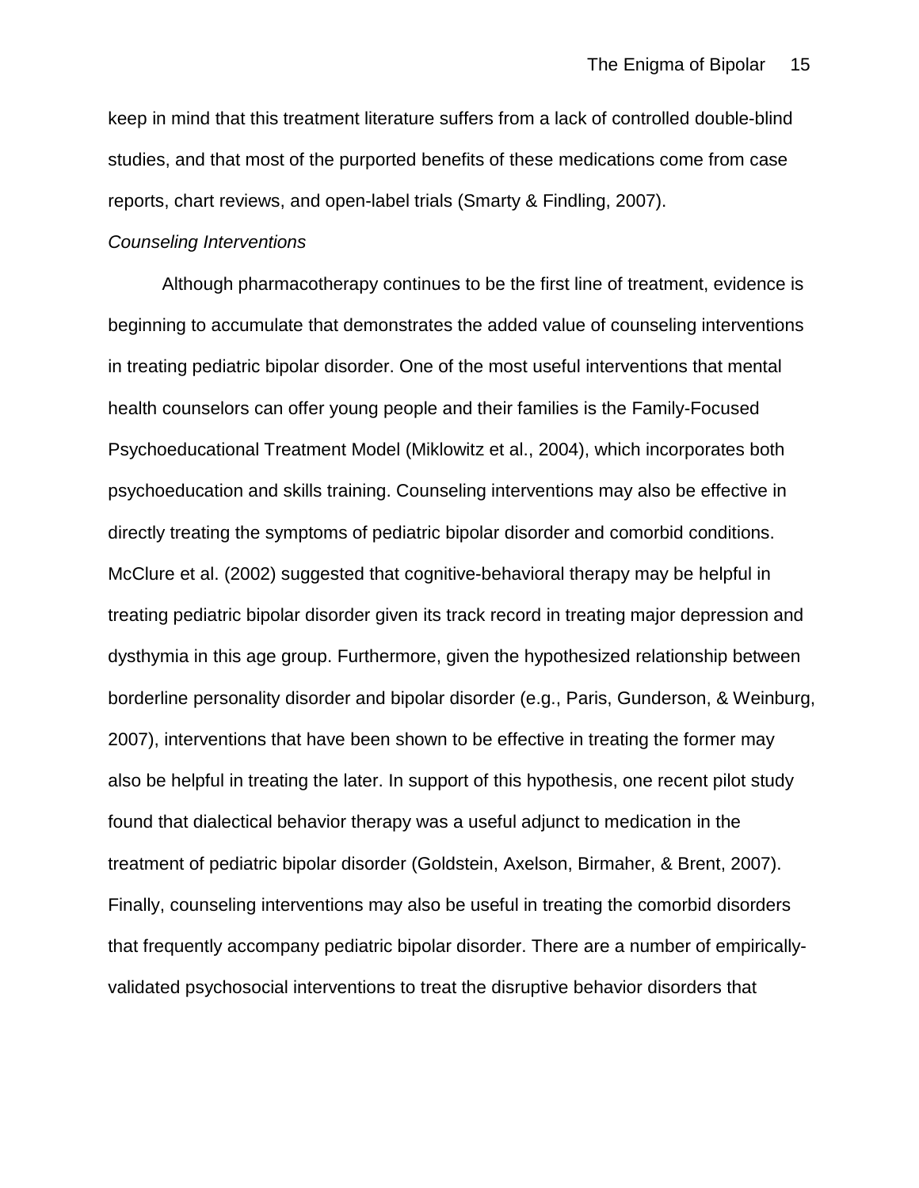keep in mind that this treatment literature suffers from a lack of controlled double-blind studies, and that most of the purported benefits of these medications come from case reports, chart reviews, and open-label trials (Smarty & Findling, 2007).

*Counseling Interventions*

Although pharmacotherapy continues to be the first line of treatment, evidence is beginning to accumulate that demonstrates the added value of counseling interventions in treating pediatric bipolar disorder. One of the most useful interventions that mental health counselors can offer young people and their families is the Family-Focused Psychoeducational Treatment Model (Miklowitz et al., 2004), which incorporates both psychoeducation and skills training. Counseling interventions may also be effective in directly treating the symptoms of pediatric bipolar disorder and comorbid conditions. McClure et al. (2002) suggested that cognitive-behavioral therapy may be helpful in treating pediatric bipolar disorder given its track record in treating major depression and dysthymia in this age group. Furthermore, given the hypothesized relationship between borderline personality disorder and bipolar disorder (e.g., Paris, Gunderson, & Weinburg, 2007), interventions that have been shown to be effective in treating the former may also be helpful in treating the later. In support of this hypothesis, one recent pilot study found that dialectical behavior therapy was a useful adjunct to medication in the treatment of pediatric bipolar disorder (Goldstein, Axelson, Birmaher, & Brent, 2007). Finally, counseling interventions may also be useful in treating the comorbid disorders that frequently accompany pediatric bipolar disorder. There are a number of empirically-validated psychosocial interventions to treat the disruptive behavior disorders that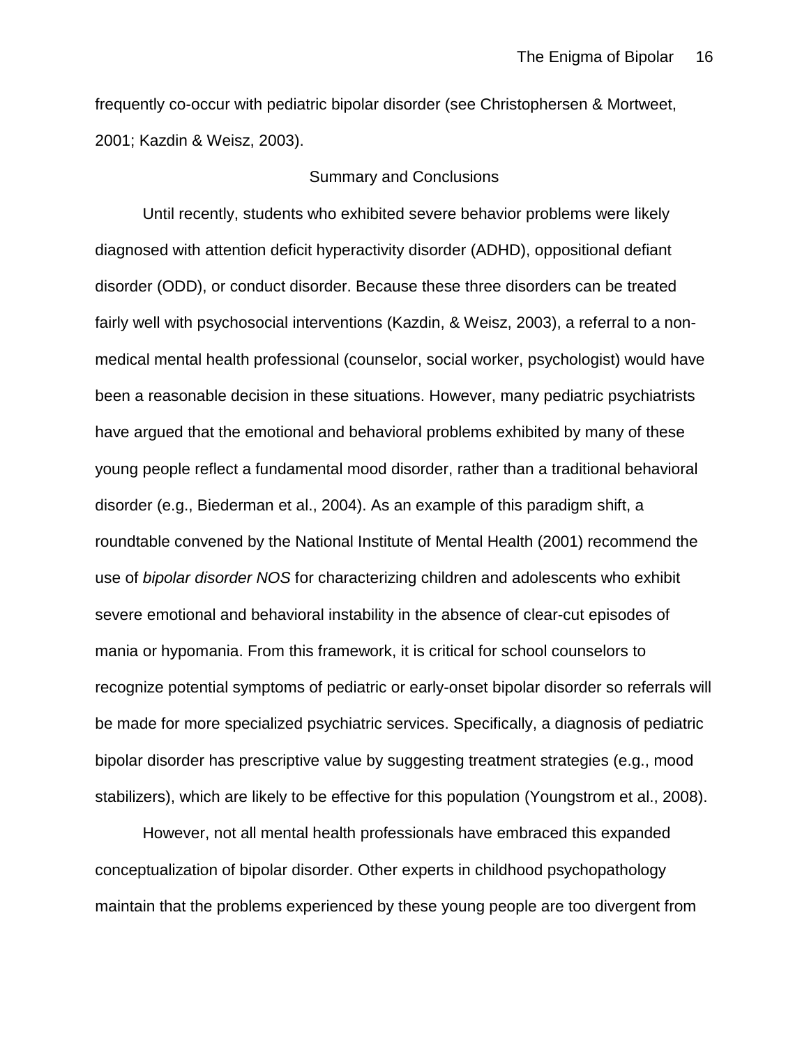frequently co-occur with pediatric bipolar disorder (see Christophersen & Mortweet, 2001; Kazdin & Weisz, 2003).

## Summary and Conclusions

Until recently, students who exhibited severe behavior problems were likely diagnosed with attention deficit hyperactivity disorder (ADHD), oppositional defiant disorder (ODD), or conduct disorder. Because these three disorders can be treated fairly well with psychosocial interventions (Kazdin, & Weisz, 2003), a referral to a non-medical mental health professional (counselor, social worker, psychologist) would have been a reasonable decision in these situations. However, many pediatric psychiatrists have argued that the emotional and behavioral problems exhibited by many of these young people reflect a fundamental mood disorder, rather than a traditional behavioral disorder (e.g., Biederman et al., 2004). As an example of this paradigm shift, a roundtable convened by the National Institute of Mental Health (2001) recommend the use of *bipolar disorder NOS* for characterizing children and adolescents who exhibit severe emotional and behavioral instability in the absence of clear-cut episodes of mania or hypomania. From this framework, it is critical for school counselors to recognize potential symptoms of pediatric or early-onset bipolar disorder so referrals will be made for more specialized psychiatric services. Specifically, a diagnosis of pediatric bipolar disorder has prescriptive value by suggesting treatment strategies (e.g., mood stabilizers), which are likely to be effective for this population (Youngstrom et al., 2008).

However, not all mental health professionals have embraced this expanded conceptualization of bipolar disorder. Other experts in childhood psychopathology maintain that the problems experienced by these young people are too divergent from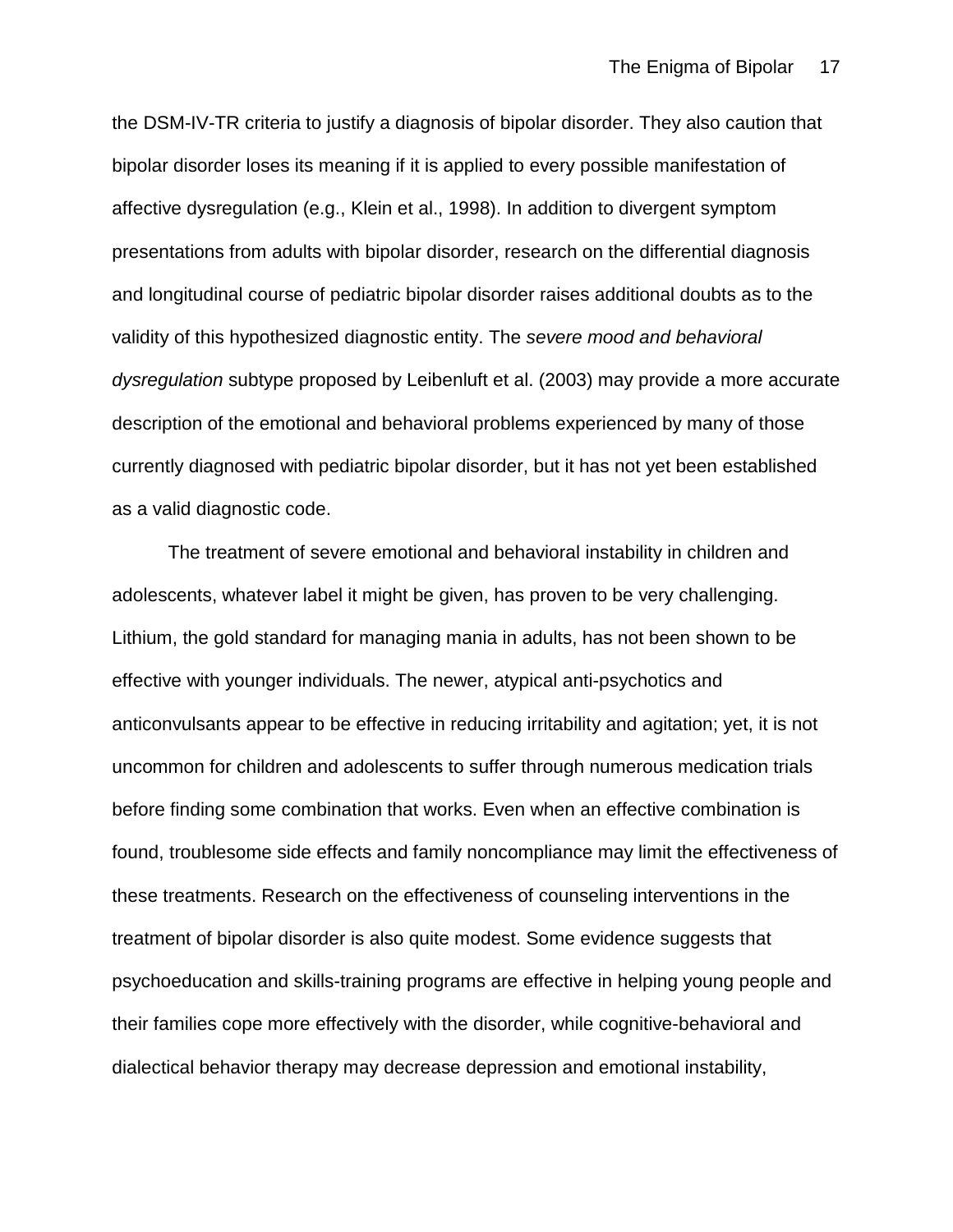the DSM-IV-TR criteria to justify a diagnosis of bipolar disorder. They also caution that bipolar disorder loses its meaning if it is applied to every possible manifestation of affective dysregulation (e.g., Klein et al., 1998). In addition to divergent symptom presentations from adults with bipolar disorder, research on the differential diagnosis and longitudinal course of pediatric bipolar disorder raises additional doubts as to the validity of this hypothesized diagnostic entity. The *severe mood and behavioral dysregulation* subtype proposed by Leibenluft et al. (2003) may provide a more accurate description of the emotional and behavioral problems experienced by many of those currently diagnosed with pediatric bipolar disorder, but it has not yet been established as a valid diagnostic code.

The treatment of severe emotional and behavioral instability in children and adolescents, whatever label it might be given, has proven to be very challenging. Lithium, the gold standard for managing mania in adults, has not been shown to be effective with younger individuals. The newer, atypical anti-psychotics and anticonvulsants appear to be effective in reducing irritability and agitation; yet, it is not uncommon for children and adolescents to suffer through numerous medication trials before finding some combination that works. Even when an effective combination is found, troublesome side effects and family noncompliance may limit the effectiveness of these treatments. Research on the effectiveness of counseling interventions in the treatment of bipolar disorder is also quite modest. Some evidence suggests that psychoeducation and skills-training programs are effective in helping young people and their families cope more effectively with the disorder, while cognitive-behavioral and dialectical behavior therapy may decrease depression and emotional instability,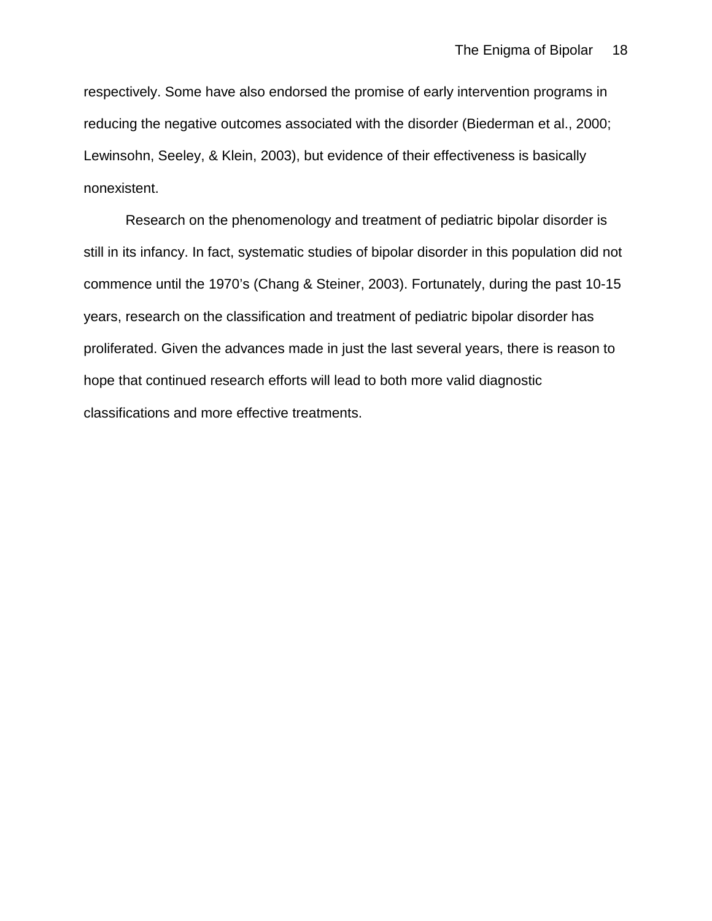respectively. Some have also endorsed the promise of early intervention programs in reducing the negative outcomes associated with the disorder (Biederman et al., 2000; Lewinsohn, Seeley, & Klein, 2003), but evidence of their effectiveness is basically nonexistent.

Research on the phenomenology and treatment of pediatric bipolar disorder is still in its infancy. In fact, systematic studies of bipolar disorder in this population did not commence until the 1970's (Chang & Steiner, 2003). Fortunately, during the past 10-15 years, research on the classification and treatment of pediatric bipolar disorder has proliferated. Given the advances made in just the last several years, there is reason to hope that continued research efforts will lead to both more valid diagnostic classifications and more effective treatments.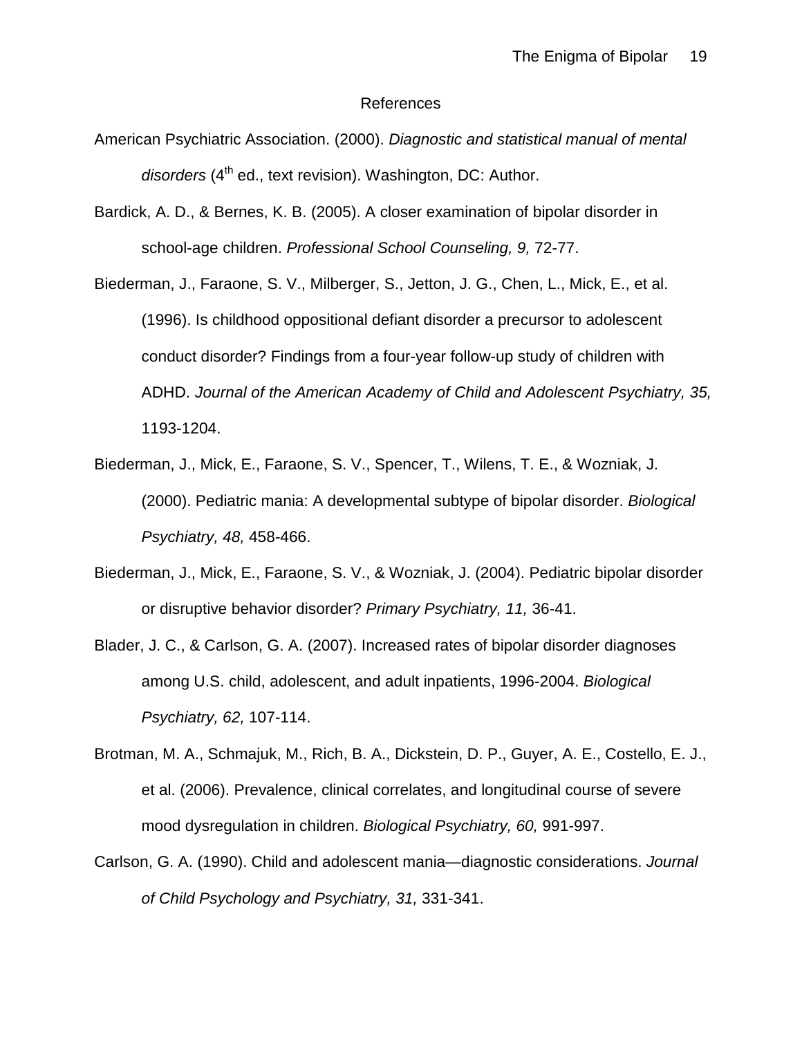# References

American Psychiatric Association. (2000). *Diagnostic and statistical manual of mental disorders* (4th ed., text revision). Washington, DC: Author.

Bardick, A. D., & Bernes, K. B. (2005). A closer examination of bipolar disorder in school-age children. *Professional School Counseling, 9,* 72-77.

Biederman, J., Faraone, S. V., Milberger, S., Jetton, J. G., Chen, L., Mick, E., et al. (1996). Is childhood oppositional defiant disorder a precursor to adolescent conduct disorder? Findings from a four-year follow-up study of children with ADHD. *Journal of the American Academy of Child and Adolescent Psychiatry, 35,* 1193-1204.

Biederman, J., Mick, E., Faraone, S. V., Spencer, T., Wilens, T. E., & Wozniak, J. (2000). Pediatric mania: A developmental subtype of bipolar disorder. *Biological Psychiatry, 48,* 458-466.

Biederman, J., Mick, E., Faraone, S. V., & Wozniak, J. (2004). Pediatric bipolar disorder or disruptive behavior disorder? *Primary Psychiatry, 11,* 36-41.

Blader, J. C., & Carlson, G. A. (2007). Increased rates of bipolar disorder diagnoses among U.S. child, adolescent, and adult inpatients, 1996-2004. *Biological Psychiatry, 62,* 107-114.

Brotman, M. A., Schmajuk, M., Rich, B. A., Dickstein, D. P., Guyer, A. E., Costello, E. J., et al. (2006). Prevalence, clinical correlates, and longitudinal course of severe mood dysregulation in children. *Biological Psychiatry, 60,* 991-997.

Carlson, G. A. (1990). Child and adolescent mania—diagnostic considerations. *Journal of Child Psychology and Psychiatry, 31,* 331-341.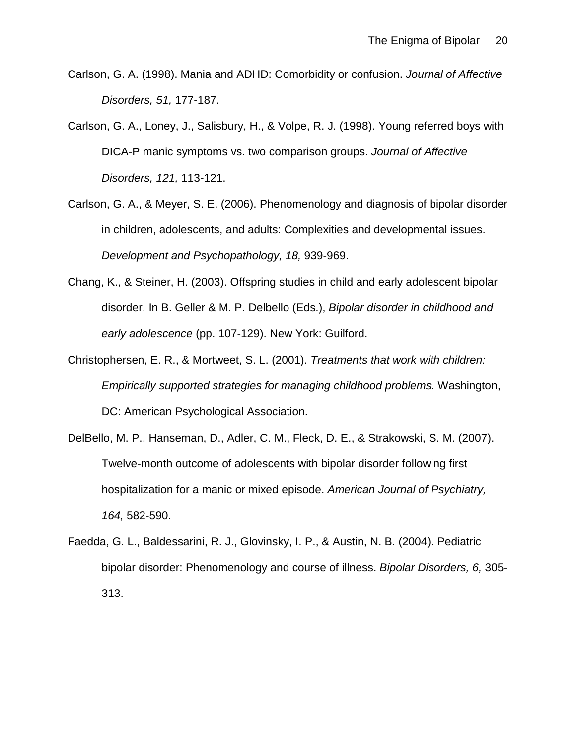Carlson, G. A. (1998). Mania and ADHD: Comorbidity or confusion. *Journal of Affective Disorders, 51,* 177-187.

Carlson, G. A., Loney, J., Salisbury, H., & Volpe, R. J. (1998). Young referred boys with DICA-P manic symptoms vs. two comparison groups. *Journal of Affective Disorders, 121,* 113-121.

Carlson, G. A., & Meyer, S. E. (2006). Phenomenology and diagnosis of bipolar disorder in children, adolescents, and adults: Complexities and developmental issues. *Development and Psychopathology, 18,* 939-969.

Chang, K., & Steiner, H. (2003). Offspring studies in child and early adolescent bipolar disorder. In B. Geller & M. P. Delbello (Eds.), *Bipolar disorder in childhood and early adolescence* (pp. 107-129). New York: Guilford.

Christophersen, E. R., & Mortweet, S. L. (2001). *Treatments that work with children: Empirically supported strategies for managing childhood problems*. Washington, DC: American Psychological Association.

DelBello, M. P., Hanseman, D., Adler, C. M., Fleck, D. E., & Strakowski, S. M. (2007). Twelve-month outcome of adolescents with bipolar disorder following first hospitalization for a manic or mixed episode. *American Journal of Psychiatry, 164,* 582-590.

Faedda, G. L., Baldessarini, R. J., Glovinsky, I. P., & Austin, N. B. (2004). Pediatric bipolar disorder: Phenomenology and course of illness. *Bipolar Disorders, 6,* 305-313.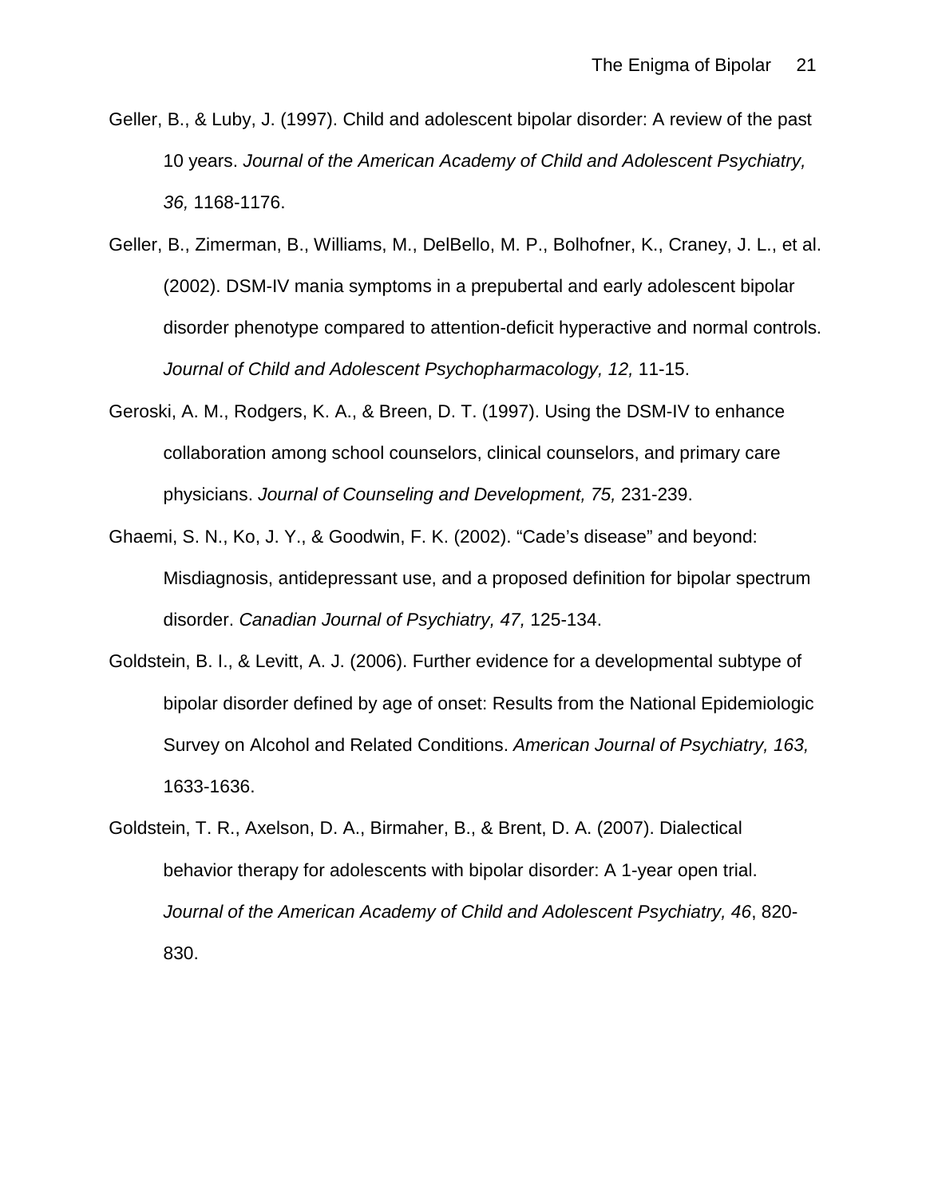Geller, B., & Luby, J. (1997). Child and adolescent bipolar disorder: A review of the past 10 years. *Journal of the American Academy of Child and Adolescent Psychiatry, 36,* 1168-1176.

Geller, B., Zimerman, B., Williams, M., DelBello, M. P., Bolhofner, K., Craney, J. L., et al. (2002). DSM-IV mania symptoms in a prepubertal and early adolescent bipolar disorder phenotype compared to attention-deficit hyperactive and normal controls. *Journal of Child and Adolescent Psychopharmacology, 12,* 11-15.

Geroski, A. M., Rodgers, K. A., & Breen, D. T. (1997). Using the DSM-IV to enhance collaboration among school counselors, clinical counselors, and primary care physicians. *Journal of Counseling and Development, 75,* 231-239.

Ghaemi, S. N., Ko, J. Y., & Goodwin, F. K. (2002). “Cade’s disease” and beyond: Misdiagnosis, antidepressant use, and a proposed definition for bipolar spectrum disorder. *Canadian Journal of Psychiatry, 47,* 125-134.

Goldstein, B. I., & Levitt, A. J. (2006). Further evidence for a developmental subtype of bipolar disorder defined by age of onset: Results from the National Epidemiologic Survey on Alcohol and Related Conditions. *American Journal of Psychiatry, 163,* 1633-1636.

Goldstein, T. R., Axelson, D. A., Birmaher, B., & Brent, D. A. (2007). Dialectical behavior therapy for adolescents with bipolar disorder: A 1-year open trial. *Journal of the American Academy of Child and Adolescent Psychiatry, 46*, 820-830.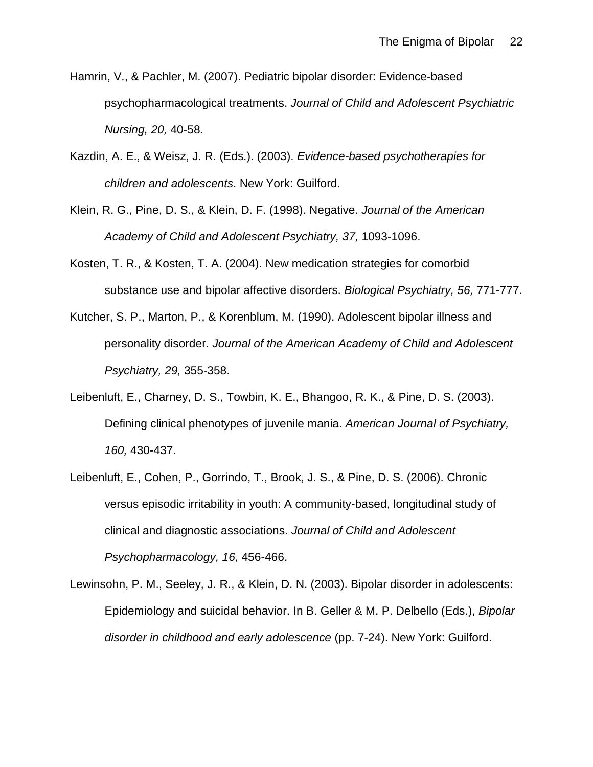Hamrin, V., & Pachler, M. (2007). Pediatric bipolar disorder: Evidence-based psychopharmacological treatments. *Journal of Child and Adolescent Psychiatric Nursing, 20,* 40-58.

Kazdin, A. E., & Weisz, J. R. (Eds.). (2003). *Evidence-based psychotherapies for children and adolescents*. New York: Guilford.

Klein, R. G., Pine, D. S., & Klein, D. F. (1998). Negative. *Journal of the American Academy of Child and Adolescent Psychiatry, 37,* 1093-1096.

Kosten, T. R., & Kosten, T. A. (2004). New medication strategies for comorbid substance use and bipolar affective disorders. *Biological Psychiatry, 56,* 771-777.

Kutcher, S. P., Marton, P., & Korenblum, M. (1990). Adolescent bipolar illness and personality disorder. *Journal of the American Academy of Child and Adolescent Psychiatry, 29,* 355-358.

Leibenluft, E., Charney, D. S., Towbin, K. E., Bhangoo, R. K., & Pine, D. S. (2003). Defining clinical phenotypes of juvenile mania. *American Journal of Psychiatry, 160,* 430-437.

Leibenluft, E., Cohen, P., Gorrindo, T., Brook, J. S., & Pine, D. S. (2006). Chronic versus episodic irritability in youth: A community-based, longitudinal study of clinical and diagnostic associations. *Journal of Child and Adolescent Psychopharmacology, 16,* 456-466.

Lewinsohn, P. M., Seeley, J. R., & Klein, D. N. (2003). Bipolar disorder in adolescents: Epidemiology and suicidal behavior. In B. Geller & M. P. Delbello (Eds.), *Bipolar disorder in childhood and early adolescence* (pp. 7-24). New York: Guilford.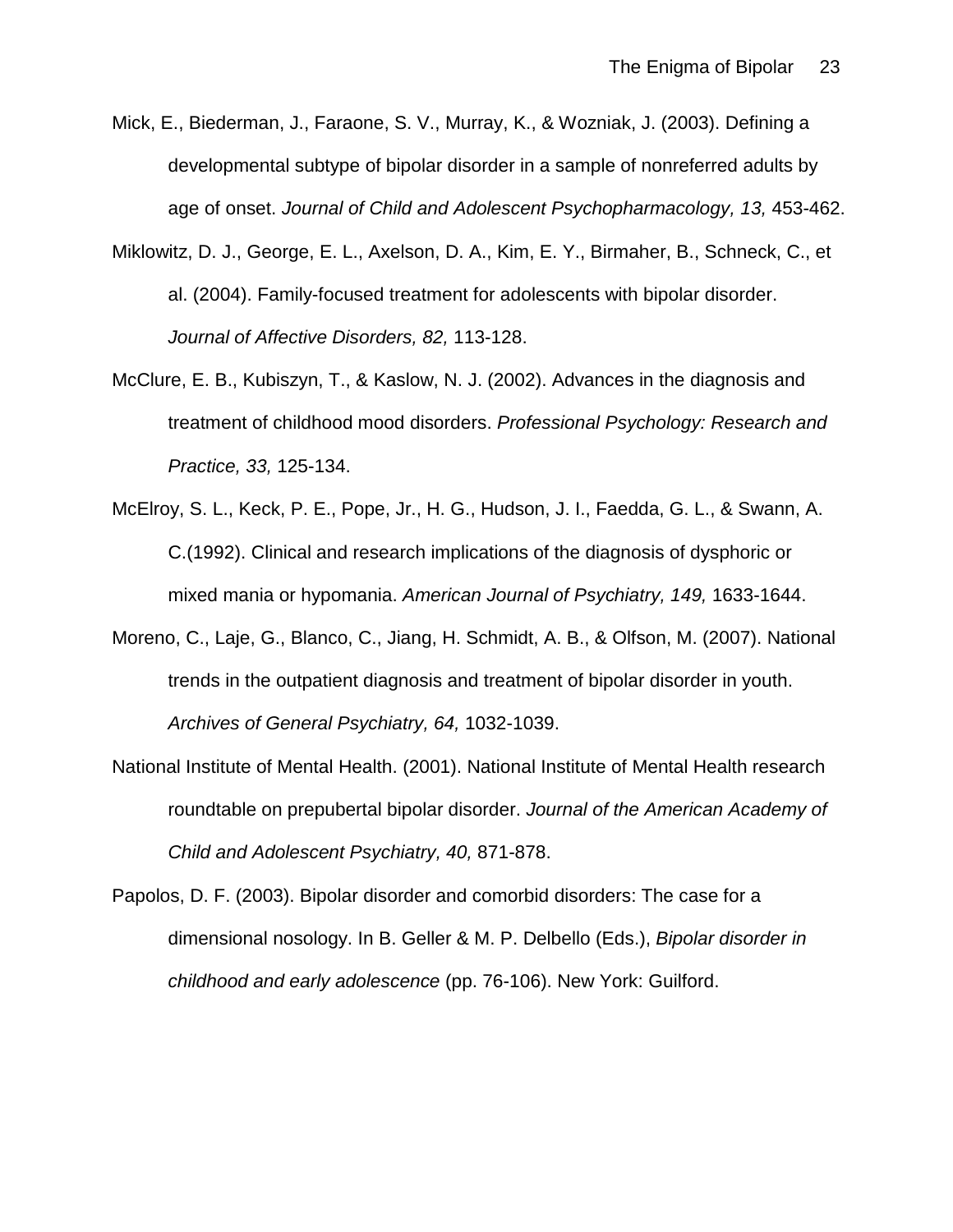Mick, E., Biederman, J., Faraone, S. V., Murray, K., & Wozniak, J. (2003). Defining a developmental subtype of bipolar disorder in a sample of nonreferred adults by age of onset. *Journal of Child and Adolescent Psychopharmacology, 13,* 453-462.

Miklowitz, D. J., George, E. L., Axelson, D. A., Kim, E. Y., Birmaher, B., Schneck, C., et al. (2004). Family-focused treatment for adolescents with bipolar disorder. *Journal of Affective Disorders, 82,* 113-128.

McClure, E. B., Kubiszyn, T., & Kaslow, N. J. (2002). Advances in the diagnosis and treatment of childhood mood disorders. *Professional Psychology: Research and Practice, 33,* 125-134.

McElroy, S. L., Keck, P. E., Pope, Jr., H. G., Hudson, J. I., Faedda, G. L., & Swann, A. C.(1992). Clinical and research implications of the diagnosis of dysphoric or mixed mania or hypomania. *American Journal of Psychiatry, 149,* 1633-1644.

Moreno, C., Laje, G., Blanco, C., Jiang, H. Schmidt, A. B., & Olfson, M. (2007). National trends in the outpatient diagnosis and treatment of bipolar disorder in youth. *Archives of General Psychiatry, 64,* 1032-1039.

National Institute of Mental Health. (2001). National Institute of Mental Health research roundtable on prepubertal bipolar disorder. *Journal of the American Academy of Child and Adolescent Psychiatry, 40,* 871-878.

Papolos, D. F. (2003). Bipolar disorder and comorbid disorders: The case for a dimensional nosology. In B. Geller & M. P. Delbello (Eds.), *Bipolar disorder in childhood and early adolescence* (pp. 76-106). New York: Guilford.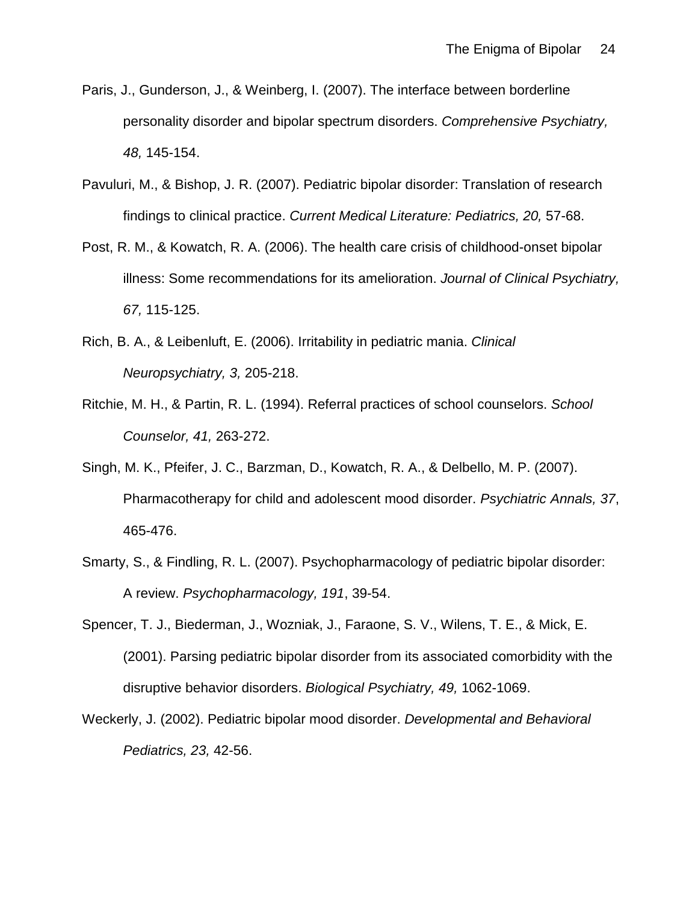Paris, J., Gunderson, J., & Weinberg, I. (2007). The interface between borderline personality disorder and bipolar spectrum disorders. *Comprehensive Psychiatry, 48,* 145-154.

Pavuluri, M., & Bishop, J. R. (2007). Pediatric bipolar disorder: Translation of research findings to clinical practice. *Current Medical Literature: Pediatrics, 20,* 57-68.

Post, R. M., & Kowatch, R. A. (2006). The health care crisis of childhood-onset bipolar illness: Some recommendations for its amelioration. *Journal of Clinical Psychiatry, 67,* 115-125.

Rich, B. A., & Leibenluft, E. (2006). Irritability in pediatric mania. *Clinical Neuropsychiatry, 3,* 205-218.

Ritchie, M. H., & Partin, R. L. (1994). Referral practices of school counselors. *School Counselor, 41,* 263-272.

Singh, M. K., Pfeifer, J. C., Barzman, D., Kowatch, R. A., & Delbello, M. P. (2007). Pharmacotherapy for child and adolescent mood disorder. *Psychiatric Annals, 37*, 465-476.

Smarty, S., & Findling, R. L. (2007). Psychopharmacology of pediatric bipolar disorder: A review. *Psychopharmacology, 191*, 39-54.

Spencer, T. J., Biederman, J., Wozniak, J., Faraone, S. V., Wilens, T. E., & Mick, E. (2001). Parsing pediatric bipolar disorder from its associated comorbidity with the disruptive behavior disorders. *Biological Psychiatry, 49,* 1062-1069.

Weckerly, J. (2002). Pediatric bipolar mood disorder. *Developmental and Behavioral Pediatrics, 23,* 42-56.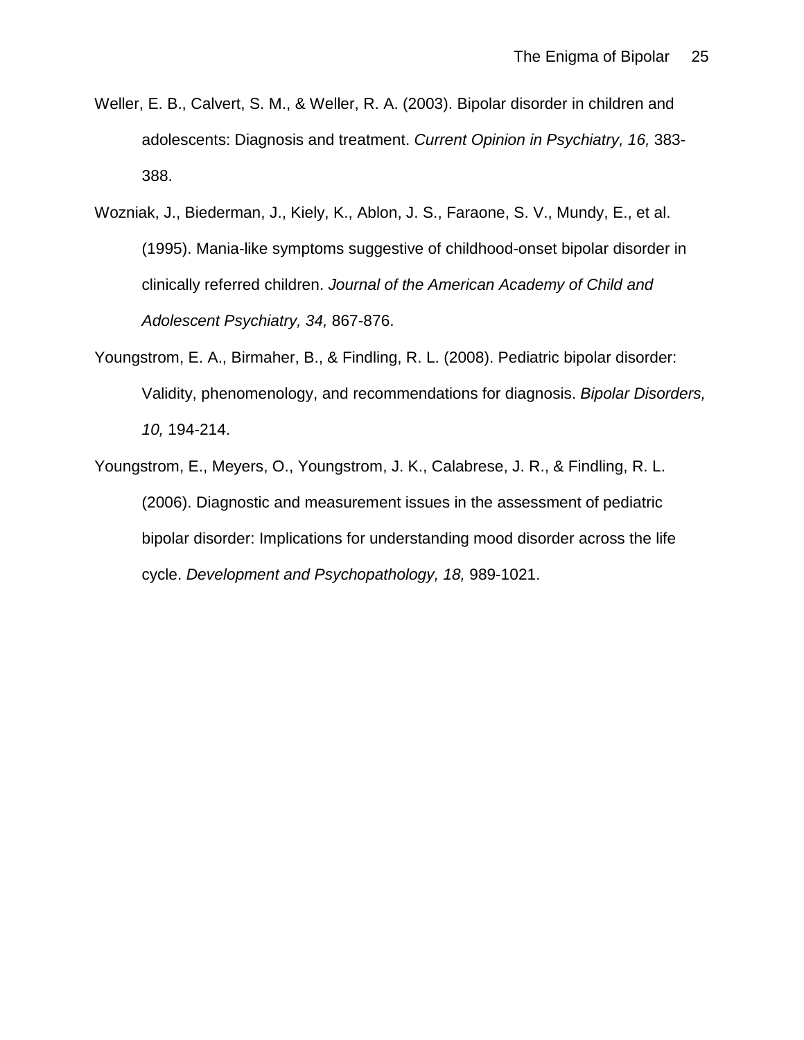Weller, E. B., Calvert, S. M., & Weller, R. A. (2003). Bipolar disorder in children and adolescents: Diagnosis and treatment. *Current Opinion in Psychiatry, 16,* 383-388.

Wozniak, J., Biederman, J., Kiely, K., Ablon, J. S., Faraone, S. V., Mundy, E., et al. (1995). Mania-like symptoms suggestive of childhood-onset bipolar disorder in clinically referred children. *Journal of the American Academy of Child and Adolescent Psychiatry, 34,* 867-876.

Youngstrom, E. A., Birmaher, B., & Findling, R. L. (2008). Pediatric bipolar disorder: Validity, phenomenology, and recommendations for diagnosis. *Bipolar Disorders, 10,* 194-214.

Youngstrom, E., Meyers, O., Youngstrom, J. K., Calabrese, J. R., & Findling, R. L. (2006). Diagnostic and measurement issues in the assessment of pediatric bipolar disorder: Implications for understanding mood disorder across the life cycle. *Development and Psychopathology, 18,* 989-1021.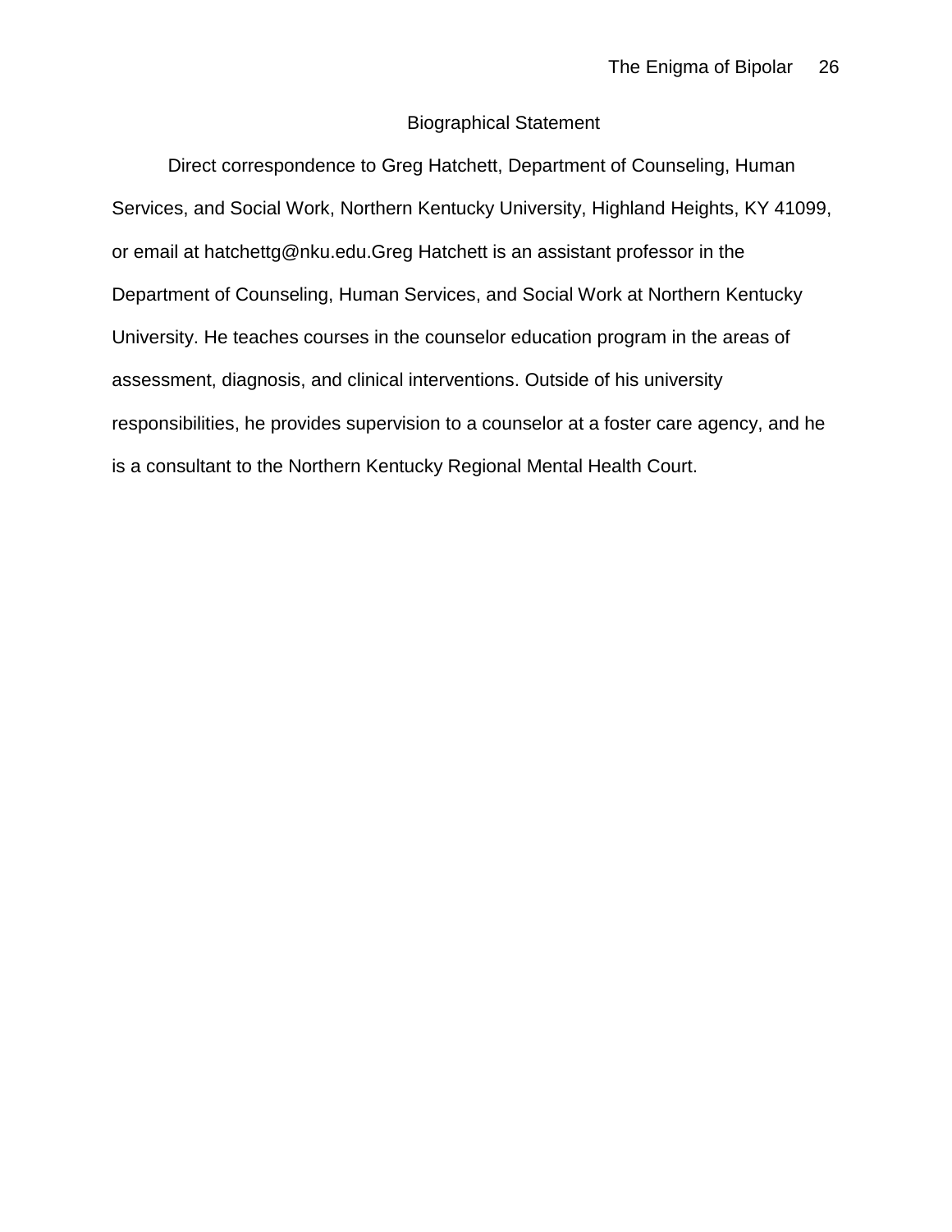## Biographical Statement

Direct correspondence to Greg Hatchett, Department of Counseling, Human Services, and Social Work, Northern Kentucky University, Highland Heights, KY 41099, or email at hatchettg@nku.edu.Greg Hatchett is an assistant professor in the Department of Counseling, Human Services, and Social Work at Northern Kentucky University. He teaches courses in the counselor education program in the areas of assessment, diagnosis, and clinical interventions. Outside of his university responsibilities, he provides supervision to a counselor at a foster care agency, and he is a consultant to the Northern Kentucky Regional Mental Health Court.